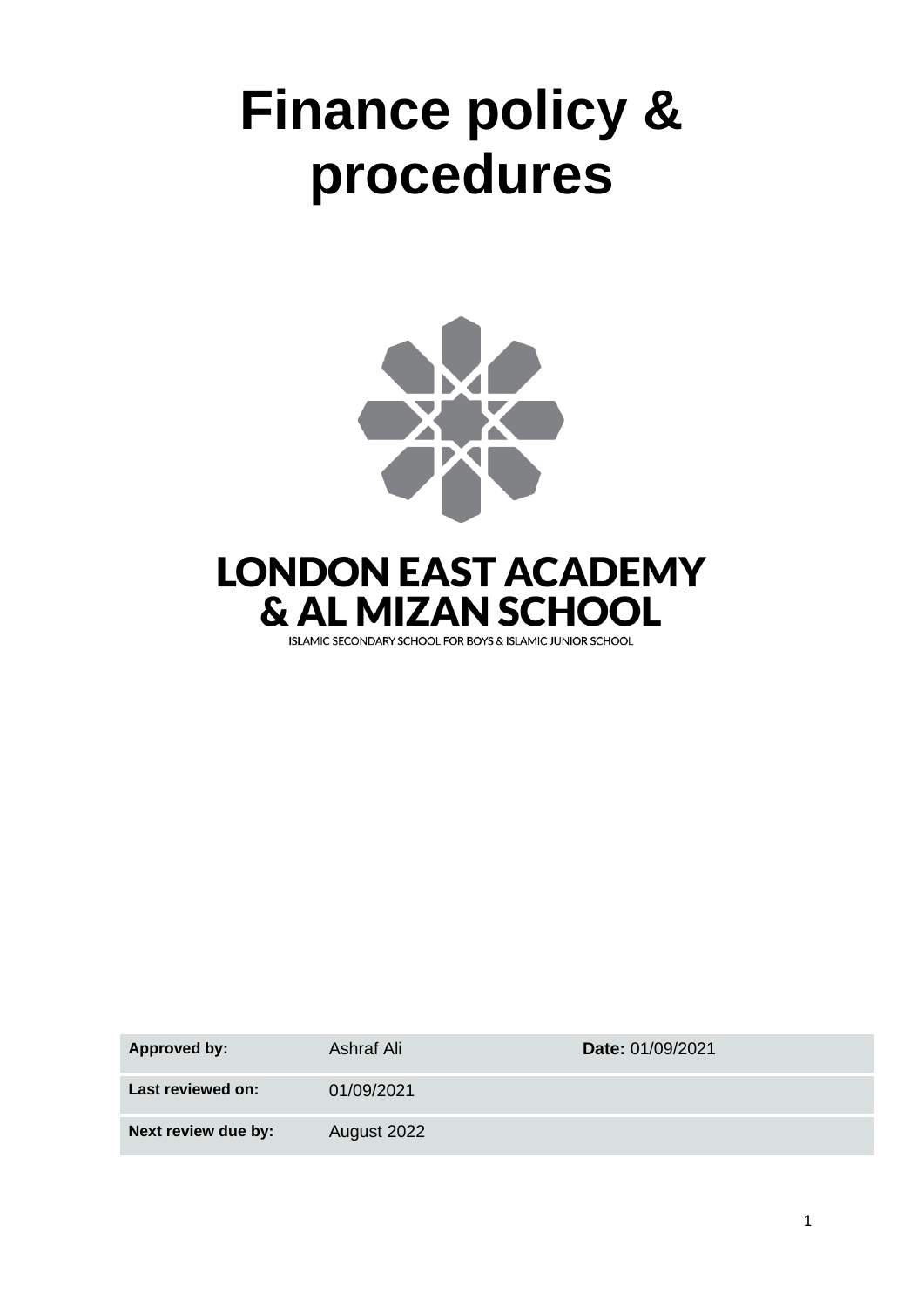# Finance policy & procedures

LONDON EAST ACADEMY
& AL MIZAN SCHOOL
ISLAMIC SECONDARY SCHOOL FOR BOYS & ISLAMIC JUNIOR SCHOOL

| | | |
|---|---|---|
| **Approved by:** | Ashraf Ali | **Date:** 01/09/2021 |
| **Last reviewed on:** | 01/09/2021 | |
| **Next review due by:** | August 2022 | |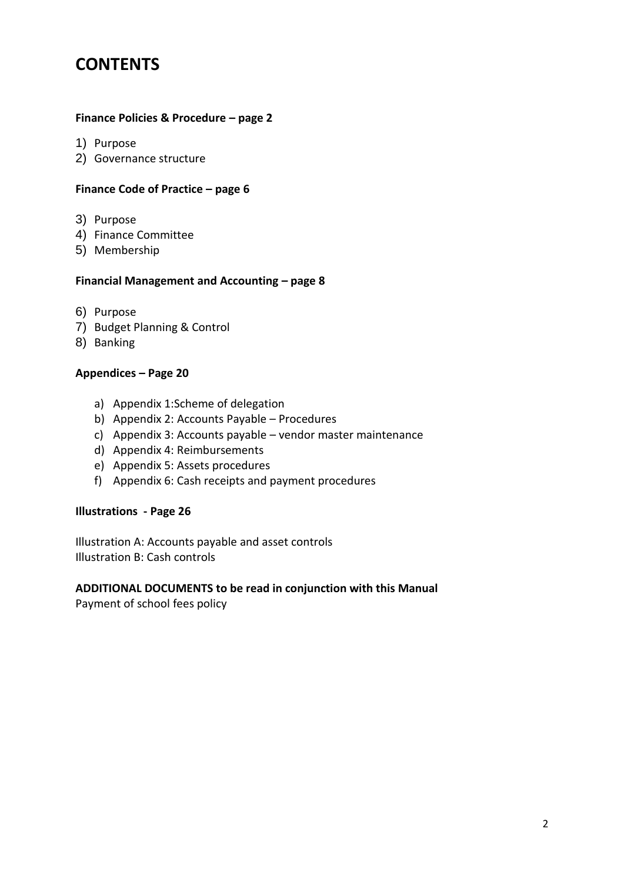# CONTENTS

**Finance Policies & Procedure – page 2**

1) Purpose
2) Governance structure

**Finance Code of Practice – page 6**

3) Purpose
4) Finance Committee
5) Membership

**Financial Management and Accounting – page 8**

6) Purpose
7) Budget Planning & Control
8) Banking

**Appendices – Page 20**

a) Appendix 1:Scheme of delegation
b) Appendix 2: Accounts Payable – Procedures
c) Appendix 3: Accounts payable – vendor master maintenance
d) Appendix 4: Reimbursements
e) Appendix 5: Assets procedures
f) Appendix 6: Cash receipts and payment procedures

**Illustrations - Page 26**

Illustration A: Accounts payable and asset controls
Illustration B: Cash controls

**ADDITIONAL DOCUMENTS to be read in conjunction with this Manual**
Payment of school fees policy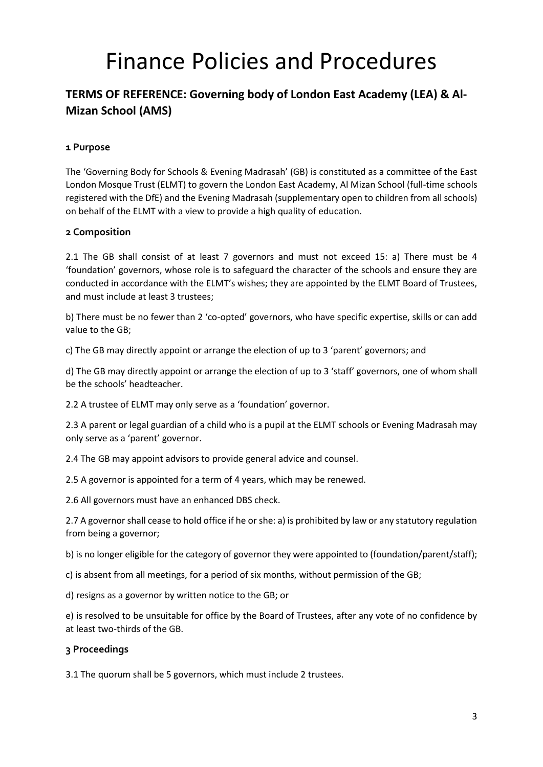// Finance Policies and Procedures

## TERMS OF REFERENCE: Governing body of London East Academy (LEA) & Al-Mizan School (AMS)

### 1 Purpose

The 'Governing Body for Schools & Evening Madrasah' (GB) is constituted as a committee of the East London Mosque Trust (ELMT) to govern the London East Academy, Al Mizan School (full-time schools registered with the DfE) and the Evening Madrasah (supplementary open to children from all schools) on behalf of the ELMT with a view to provide a high quality of education.

### 2 Composition

2.1 The GB shall consist of at least 7 governors and must not exceed 15: a) There must be 4 'foundation' governors, whose role is to safeguard the character of the schools and ensure they are conducted in accordance with the ELMT's wishes; they are appointed by the ELMT Board of Trustees, and must include at least 3 trustees;

b) There must be no fewer than 2 'co-opted' governors, who have specific expertise, skills or can add value to the GB;

c) The GB may directly appoint or arrange the election of up to 3 'parent' governors; and

d) The GB may directly appoint or arrange the election of up to 3 'staff' governors, one of whom shall be the schools' headteacher.

2.2 A trustee of ELMT may only serve as a 'foundation' governor.

2.3 A parent or legal guardian of a child who is a pupil at the ELMT schools or Evening Madrasah may only serve as a 'parent' governor.

2.4 The GB may appoint advisors to provide general advice and counsel.

2.5 A governor is appointed for a term of 4 years, which may be renewed.

2.6 All governors must have an enhanced DBS check.

2.7 A governor shall cease to hold office if he or she: a) is prohibited by law or any statutory regulation from being a governor;

b) is no longer eligible for the category of governor they were appointed to (foundation/parent/staff);

c) is absent from all meetings, for a period of six months, without permission of the GB;

d) resigns as a governor by written notice to the GB; or

e) is resolved to be unsuitable for office by the Board of Trustees, after any vote of no confidence by at least two-thirds of the GB.

### 3 Proceedings

3.1 The quorum shall be 5 governors, which must include 2 trustees.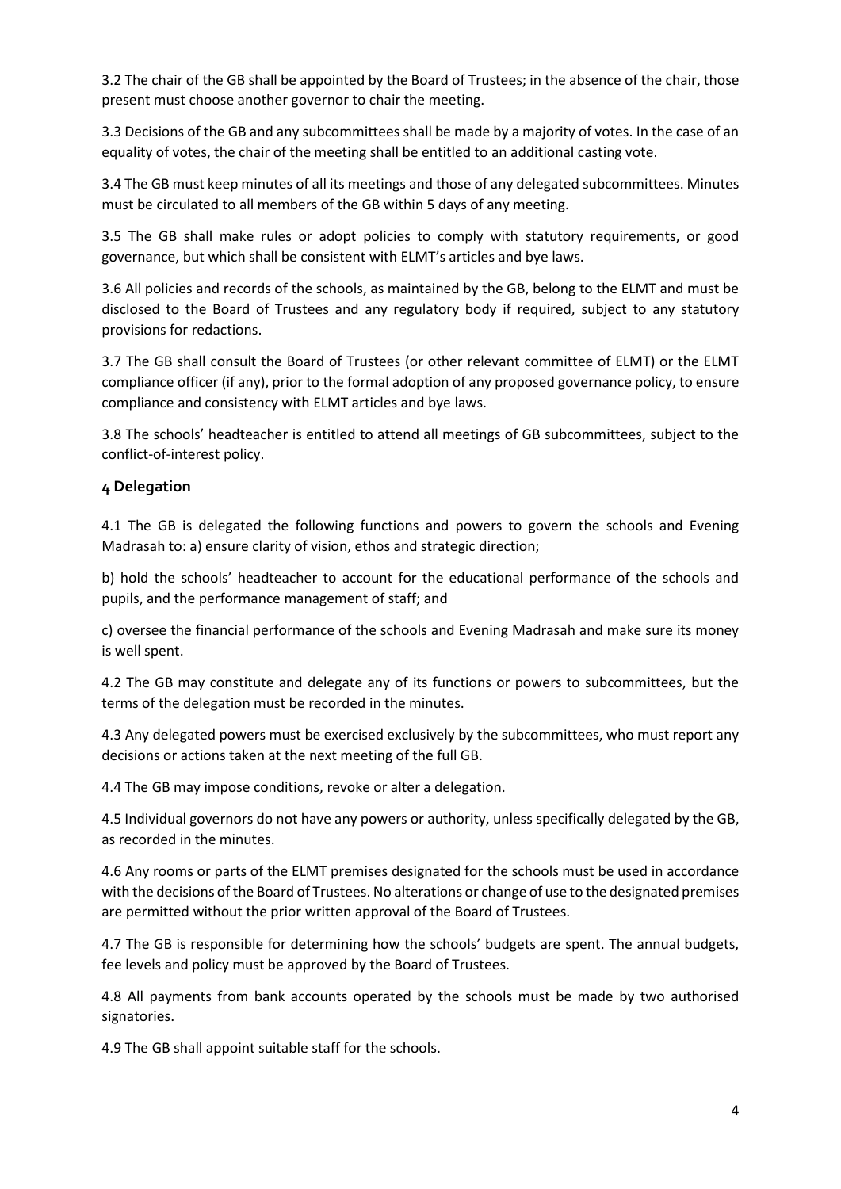3.2 The chair of the GB shall be appointed by the Board of Trustees; in the absence of the chair, those present must choose another governor to chair the meeting.

3.3 Decisions of the GB and any subcommittees shall be made by a majority of votes. In the case of an equality of votes, the chair of the meeting shall be entitled to an additional casting vote.

3.4 The GB must keep minutes of all its meetings and those of any delegated subcommittees. Minutes must be circulated to all members of the GB within 5 days of any meeting.

3.5 The GB shall make rules or adopt policies to comply with statutory requirements, or good governance, but which shall be consistent with ELMT's articles and bye laws.

3.6 All policies and records of the schools, as maintained by the GB, belong to the ELMT and must be disclosed to the Board of Trustees and any regulatory body if required, subject to any statutory provisions for redactions.

3.7 The GB shall consult the Board of Trustees (or other relevant committee of ELMT) or the ELMT compliance officer (if any), prior to the formal adoption of any proposed governance policy, to ensure compliance and consistency with ELMT articles and bye laws.

3.8 The schools' headteacher is entitled to attend all meetings of GB subcommittees, subject to the conflict-of-interest policy.

## 4 Delegation

4.1 The GB is delegated the following functions and powers to govern the schools and Evening Madrasah to: a) ensure clarity of vision, ethos and strategic direction;

b) hold the schools' headteacher to account for the educational performance of the schools and pupils, and the performance management of staff; and

c) oversee the financial performance of the schools and Evening Madrasah and make sure its money is well spent.

4.2 The GB may constitute and delegate any of its functions or powers to subcommittees, but the terms of the delegation must be recorded in the minutes.

4.3 Any delegated powers must be exercised exclusively by the subcommittees, who must report any decisions or actions taken at the next meeting of the full GB.

4.4 The GB may impose conditions, revoke or alter a delegation.

4.5 Individual governors do not have any powers or authority, unless specifically delegated by the GB, as recorded in the minutes.

4.6 Any rooms or parts of the ELMT premises designated for the schools must be used in accordance with the decisions of the Board of Trustees. No alterations or change of use to the designated premises are permitted without the prior written approval of the Board of Trustees.

4.7 The GB is responsible for determining how the schools' budgets are spent. The annual budgets, fee levels and policy must be approved by the Board of Trustees.

4.8 All payments from bank accounts operated by the schools must be made by two authorised signatories.

4.9 The GB shall appoint suitable staff for the schools.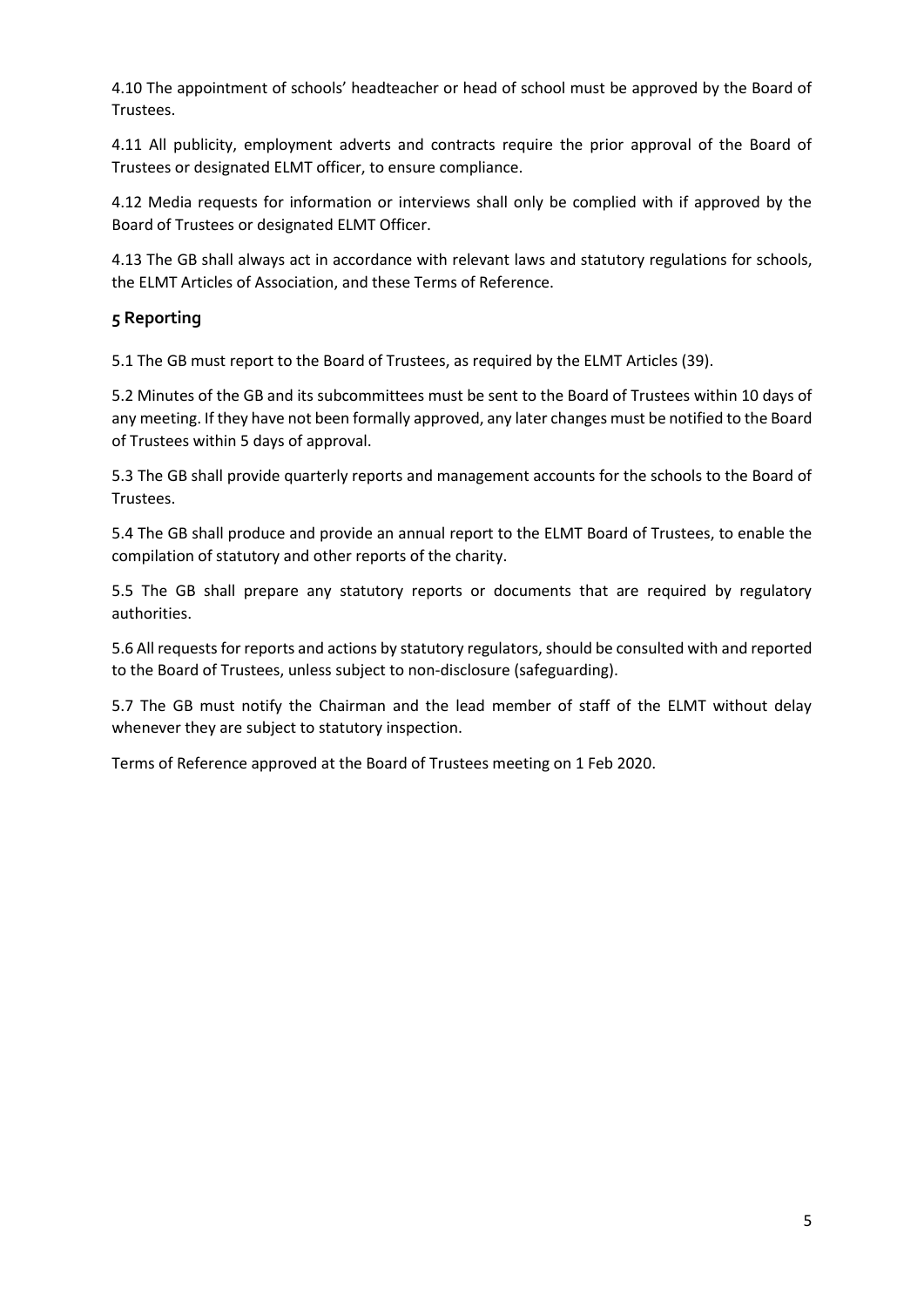4.10 The appointment of schools' headteacher or head of school must be approved by the Board of Trustees.

4.11 All publicity, employment adverts and contracts require the prior approval of the Board of Trustees or designated ELMT officer, to ensure compliance.

4.12 Media requests for information or interviews shall only be complied with if approved by the Board of Trustees or designated ELMT Officer.

4.13 The GB shall always act in accordance with relevant laws and statutory regulations for schools, the ELMT Articles of Association, and these Terms of Reference.

## 5 Reporting

5.1 The GB must report to the Board of Trustees, as required by the ELMT Articles (39).

5.2 Minutes of the GB and its subcommittees must be sent to the Board of Trustees within 10 days of any meeting. If they have not been formally approved, any later changes must be notified to the Board of Trustees within 5 days of approval.

5.3 The GB shall provide quarterly reports and management accounts for the schools to the Board of Trustees.

5.4 The GB shall produce and provide an annual report to the ELMT Board of Trustees, to enable the compilation of statutory and other reports of the charity.

5.5 The GB shall prepare any statutory reports or documents that are required by regulatory authorities.

5.6 All requests for reports and actions by statutory regulators, should be consulted with and reported to the Board of Trustees, unless subject to non-disclosure (safeguarding).

5.7 The GB must notify the Chairman and the lead member of staff of the ELMT without delay whenever they are subject to statutory inspection.

Terms of Reference approved at the Board of Trustees meeting on 1 Feb 2020.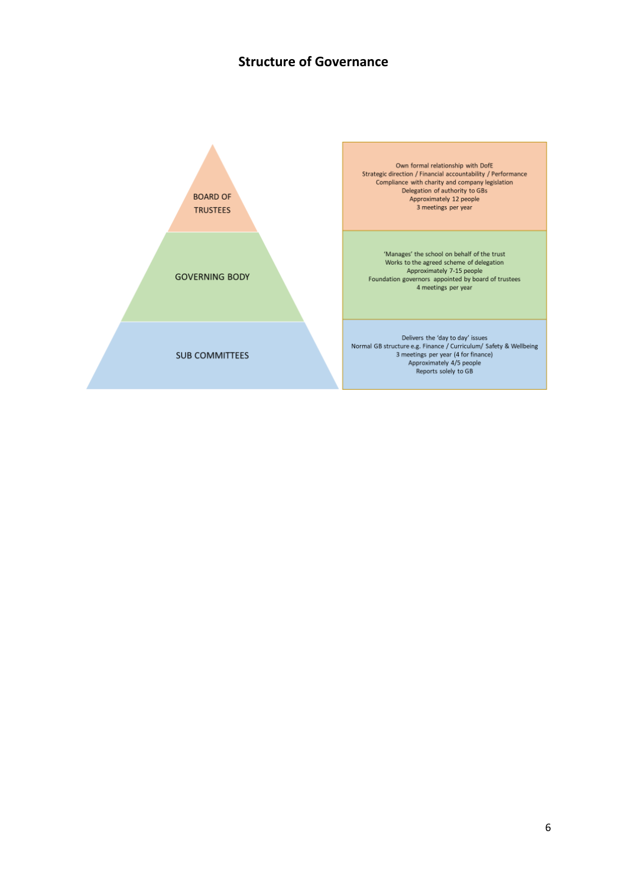## Structure of Governance

BOARD OF TRUSTEES

Own formal relationship with DofE
Strategic direction / Financial accountability / Performance
Compliance with charity and company legislation
Delegation of authority to GBs
Approximately 12 people
3 meetings per year

GOVERNING BODY

'Manages' the school on behalf of the trust
Works to the agreed scheme of delegation
Approximately 7-15 people
Foundation governors appointed by board of trustees
4 meetings per year

SUB COMMITTEES

Delivers the 'day to day' issues
Normal GB structure e.g. Finance / Curriculum/ Safety & Wellbeing
3 meetings per year (4 for finance)
Approximately 4/5 people
Reports solely to GB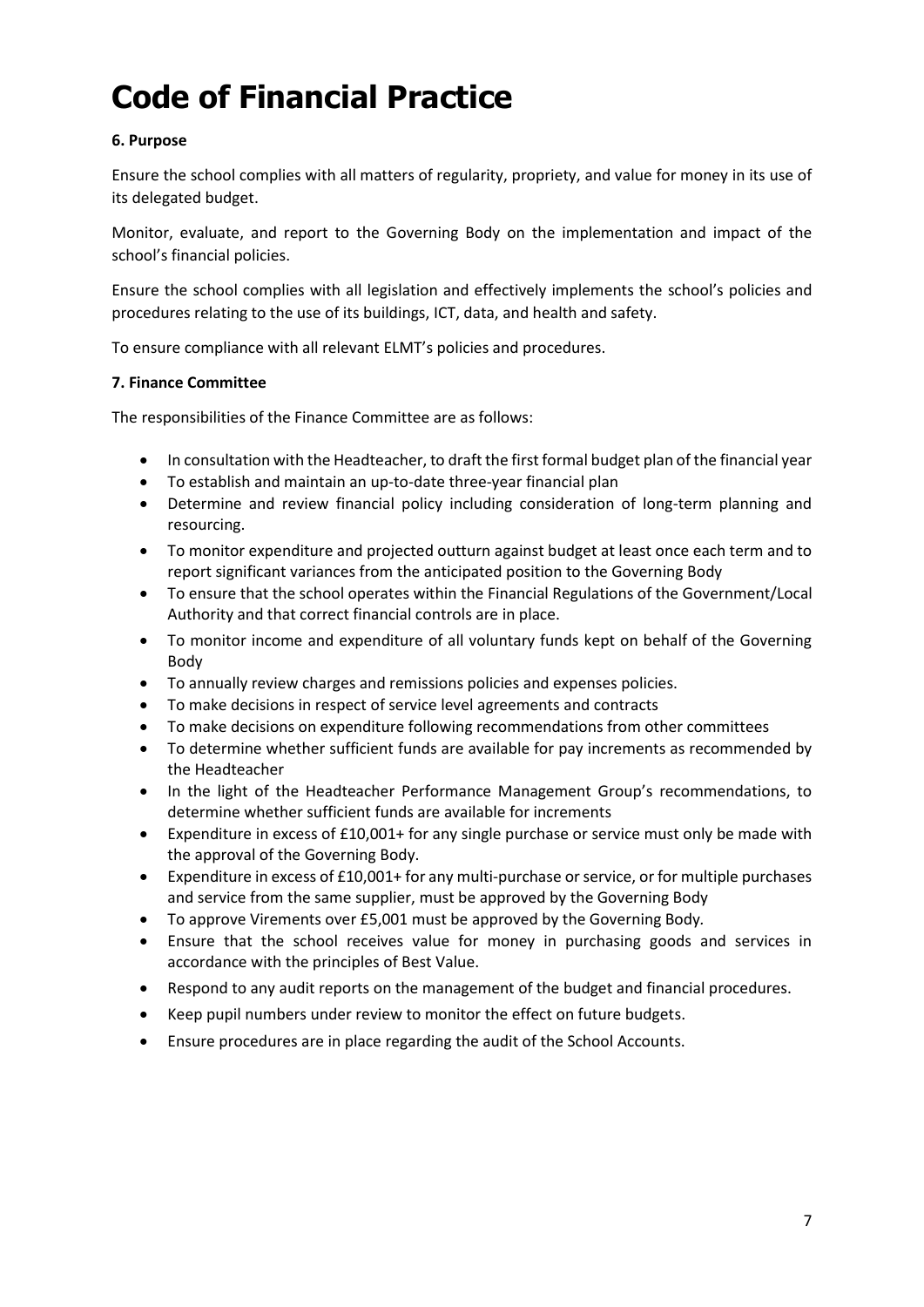# Code of Financial Practice

**6. Purpose**

Ensure the school complies with all matters of regularity, propriety, and value for money in its use of its delegated budget.

Monitor, evaluate, and report to the Governing Body on the implementation and impact of the school's financial policies.

Ensure the school complies with all legislation and effectively implements the school's policies and procedures relating to the use of its buildings, ICT, data, and health and safety.

To ensure compliance with all relevant ELMT's policies and procedures.

**7. Finance Committee**

The responsibilities of the Finance Committee are as follows:

- In consultation with the Headteacher, to draft the first formal budget plan of the financial year
- To establish and maintain an up-to-date three-year financial plan
- Determine and review financial policy including consideration of long-term planning and resourcing.
- To monitor expenditure and projected outturn against budget at least once each term and to report significant variances from the anticipated position to the Governing Body
- To ensure that the school operates within the Financial Regulations of the Government/Local Authority and that correct financial controls are in place.
- To monitor income and expenditure of all voluntary funds kept on behalf of the Governing Body
- To annually review charges and remissions policies and expenses policies.
- To make decisions in respect of service level agreements and contracts
- To make decisions on expenditure following recommendations from other committees
- To determine whether sufficient funds are available for pay increments as recommended by the Headteacher
- In the light of the Headteacher Performance Management Group's recommendations, to determine whether sufficient funds are available for increments
- Expenditure in excess of £10,001+ for any single purchase or service must only be made with the approval of the Governing Body.
- Expenditure in excess of £10,001+ for any multi-purchase or service, or for multiple purchases and service from the same supplier, must be approved by the Governing Body
- To approve Virements over £5,001 must be approved by the Governing Body.
- Ensure that the school receives value for money in purchasing goods and services in accordance with the principles of Best Value.
- Respond to any audit reports on the management of the budget and financial procedures.
- Keep pupil numbers under review to monitor the effect on future budgets.
- Ensure procedures are in place regarding the audit of the School Accounts.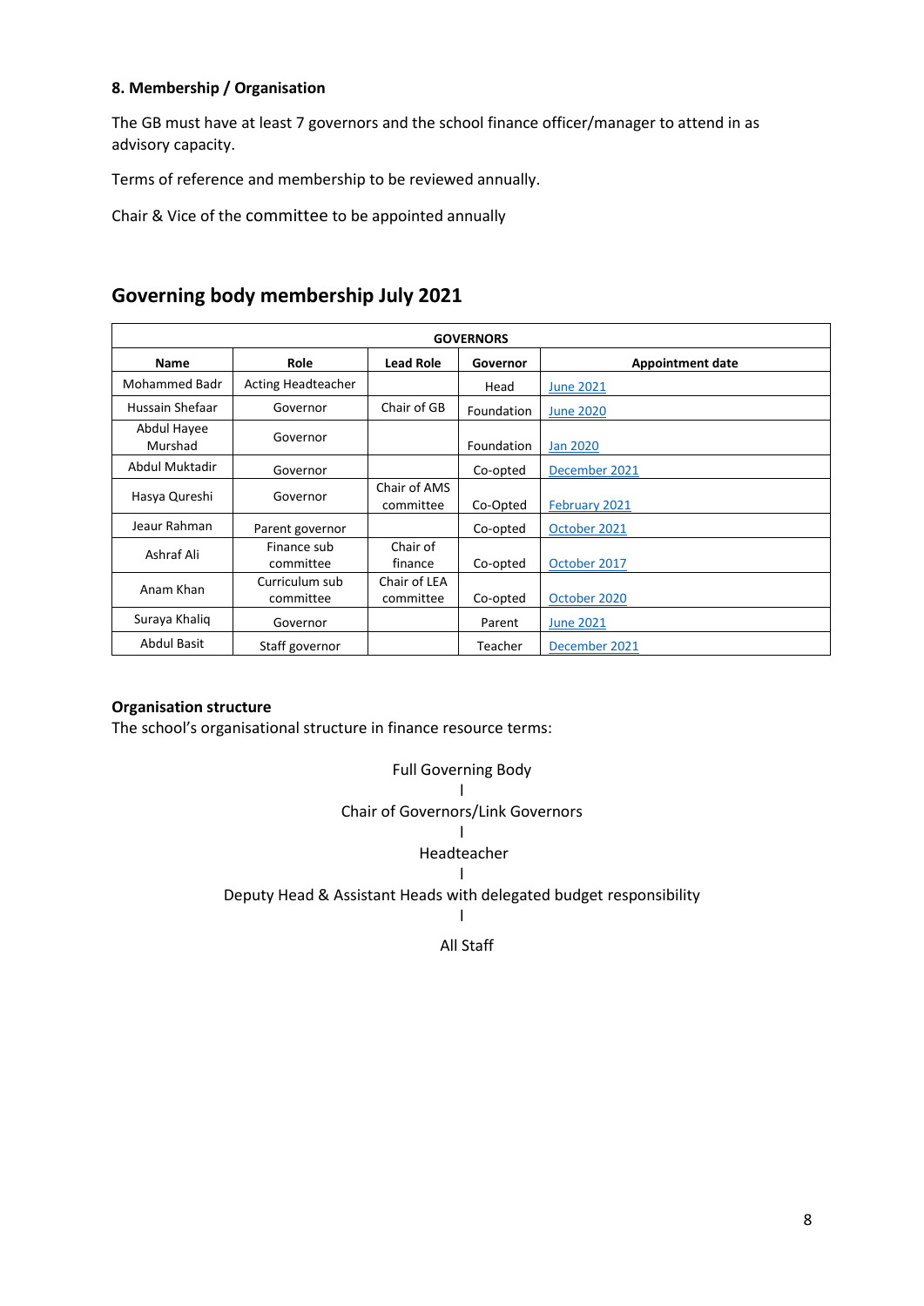**8. Membership / Organisation**

The GB must have at least 7 governors and the school finance officer/manager to attend in as advisory capacity.

Terms of reference and membership to be reviewed annually.

Chair & Vice of the committee to be appointed annually

## Governing body membership July 2021

| GOVERNORS | | | | |
|---|---|---|---|---|
| **Name** | **Role** | **Lead Role** | **Governor** | **Appointment date** |
| Mohammed Badr | Acting Headteacher | | Head | June 2021 |
| Hussain Shefaar | Governor | Chair of GB | Foundation | June 2020 |
| Abdul Hayee Murshad | Governor | | Foundation | Jan 2020 |
| Abdul Muktadir | Governor | | Co-opted | December 2021 |
| Hasya Qureshi | Governor | Chair of AMS committee | Co-Opted | February 2021 |
| Jeaur Rahman | Parent governor | | Co-opted | October 2021 |
| Ashraf Ali | Finance sub committee | Chair of finance | Co-opted | October 2017 |
| Anam Khan | Curriculum sub committee | Chair of LEA committee | Co-opted | October 2020 |
| Suraya Khaliq | Governor | | Parent | June 2021 |
| Abdul Basit | Staff governor | | Teacher | December 2021 |

**Organisation structure**

The school's organisational structure in finance resource terms:

Full Governing Body

I

Chair of Governors/Link Governors

I

Headteacher

I

Deputy Head & Assistant Heads with delegated budget responsibility

I

All Staff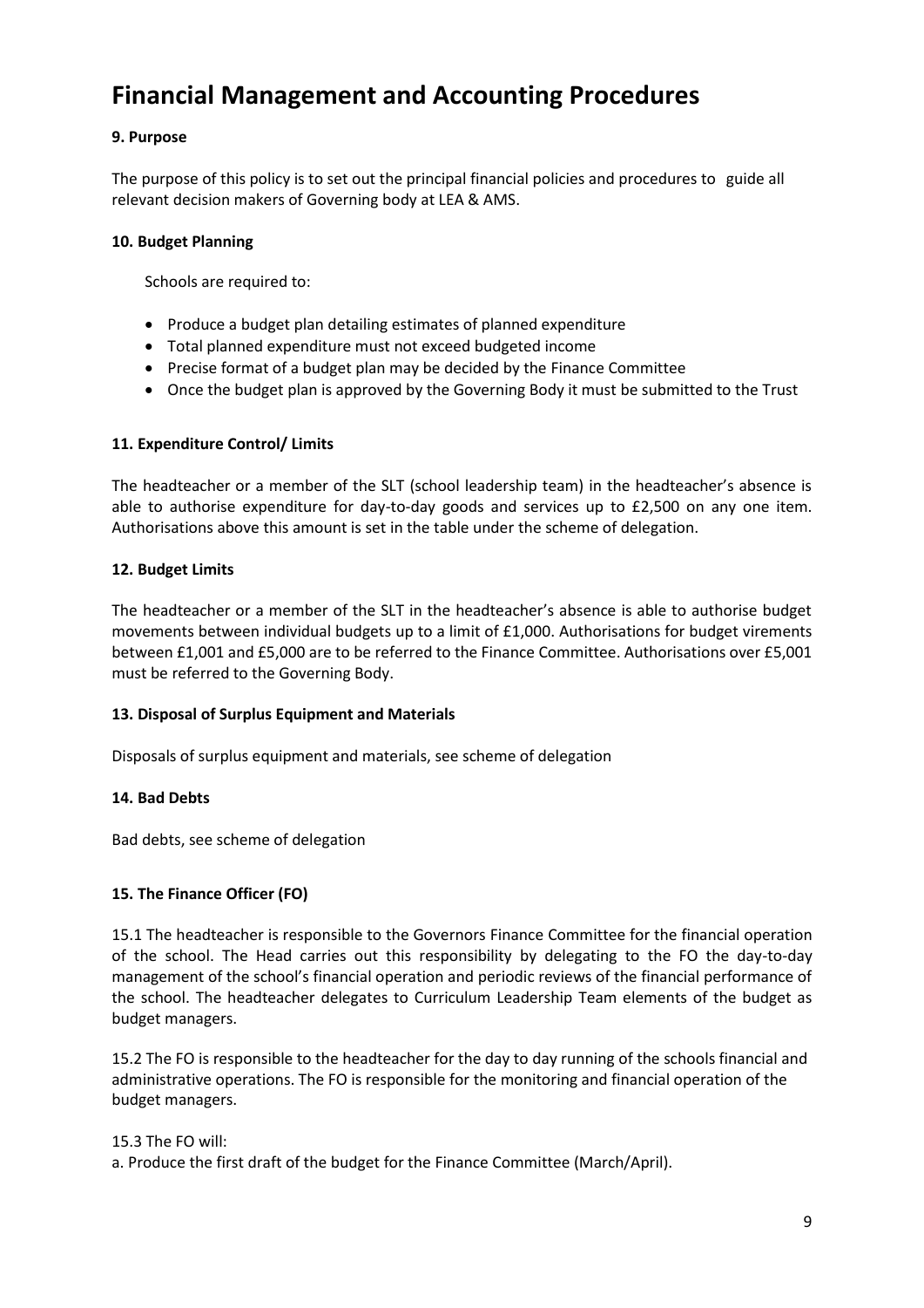# Financial Management and Accounting Procedures

**9. Purpose**

The purpose of this policy is to set out the principal financial policies and procedures to guide all relevant decision makers of Governing body at LEA & AMS.

**10. Budget Planning**

Schools are required to:

- Produce a budget plan detailing estimates of planned expenditure
- Total planned expenditure must not exceed budgeted income
- Precise format of a budget plan may be decided by the Finance Committee
- Once the budget plan is approved by the Governing Body it must be submitted to the Trust

**11. Expenditure Control/ Limits**

The headteacher or a member of the SLT (school leadership team) in the headteacher's absence is able to authorise expenditure for day-to-day goods and services up to £2,500 on any one item. Authorisations above this amount is set in the table under the scheme of delegation.

**12. Budget Limits**

The headteacher or a member of the SLT in the headteacher's absence is able to authorise budget movements between individual budgets up to a limit of £1,000. Authorisations for budget virements between £1,001 and £5,000 are to be referred to the Finance Committee. Authorisations over £5,001 must be referred to the Governing Body.

**13. Disposal of Surplus Equipment and Materials**

Disposals of surplus equipment and materials, see scheme of delegation

**14. Bad Debts**

Bad debts, see scheme of delegation

**15. The Finance Officer (FO)**

15.1 The headteacher is responsible to the Governors Finance Committee for the financial operation of the school. The Head carries out this responsibility by delegating to the FO the day-to-day management of the school's financial operation and periodic reviews of the financial performance of the school. The headteacher delegates to Curriculum Leadership Team elements of the budget as budget managers.

15.2 The FO is responsible to the headteacher for the day to day running of the schools financial and administrative operations. The FO is responsible for the monitoring and financial operation of the budget managers.

15.3 The FO will:

a. Produce the first draft of the budget for the Finance Committee (March/April).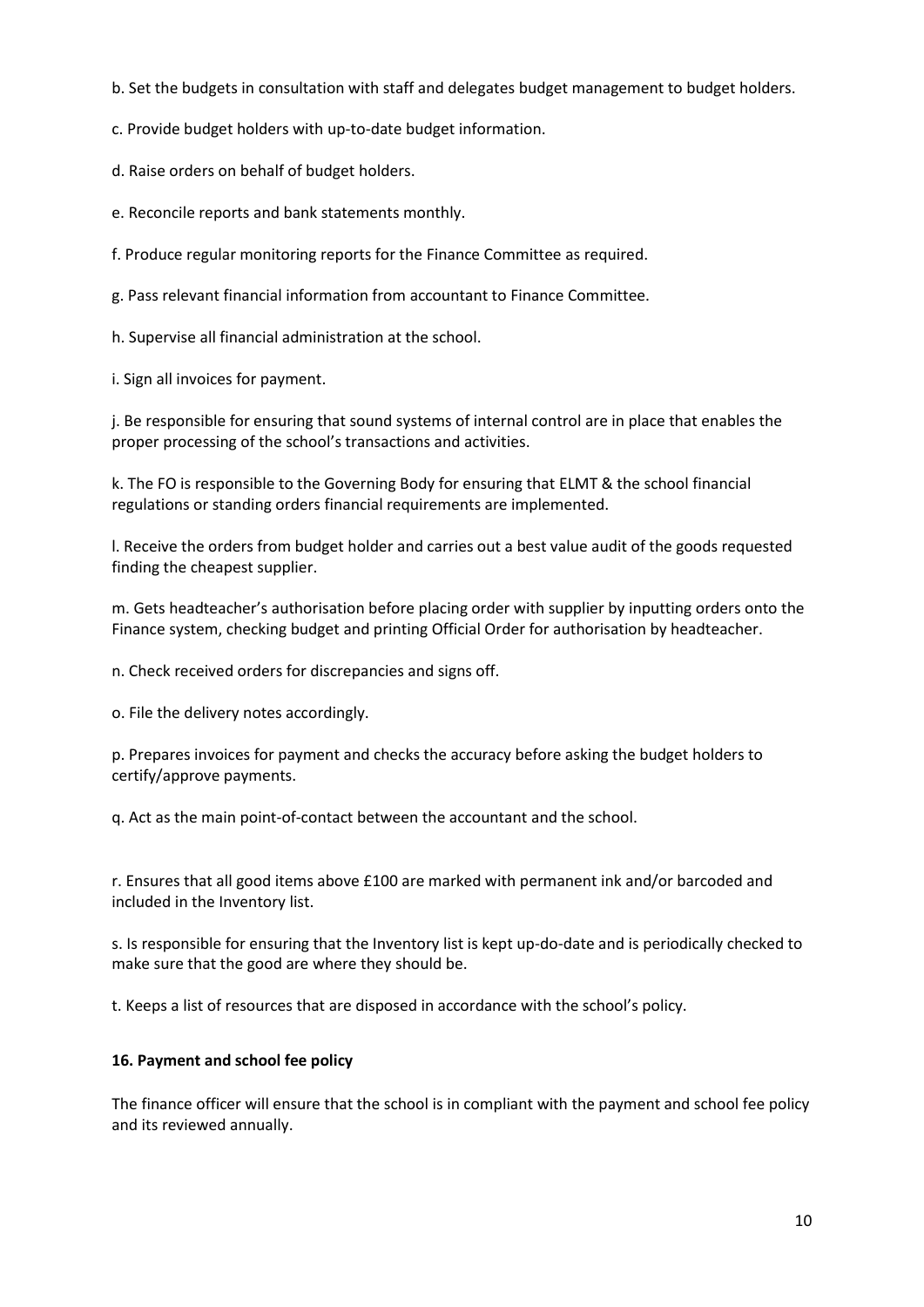b. Set the budgets in consultation with staff and delegates budget management to budget holders.

c. Provide budget holders with up-to-date budget information.

d. Raise orders on behalf of budget holders.

e. Reconcile reports and bank statements monthly.

f. Produce regular monitoring reports for the Finance Committee as required.

g. Pass relevant financial information from accountant to Finance Committee.

h. Supervise all financial administration at the school.

i. Sign all invoices for payment.

j. Be responsible for ensuring that sound systems of internal control are in place that enables the proper processing of the school's transactions and activities.

k. The FO is responsible to the Governing Body for ensuring that ELMT & the school financial regulations or standing orders financial requirements are implemented.

l. Receive the orders from budget holder and carries out a best value audit of the goods requested finding the cheapest supplier.

m. Gets headteacher's authorisation before placing order with supplier by inputting orders onto the Finance system, checking budget and printing Official Order for authorisation by headteacher.

n. Check received orders for discrepancies and signs off.

o. File the delivery notes accordingly.

p. Prepares invoices for payment and checks the accuracy before asking the budget holders to certify/approve payments.

q. Act as the main point-of-contact between the accountant and the school.

r. Ensures that all good items above £100 are marked with permanent ink and/or barcoded and included in the Inventory list.

s. Is responsible for ensuring that the Inventory list is kept up-do-date and is periodically checked to make sure that the good are where they should be.

t. Keeps a list of resources that are disposed in accordance with the school's policy.

**16. Payment and school fee policy**

The finance officer will ensure that the school is in compliant with the payment and school fee policy and its reviewed annually.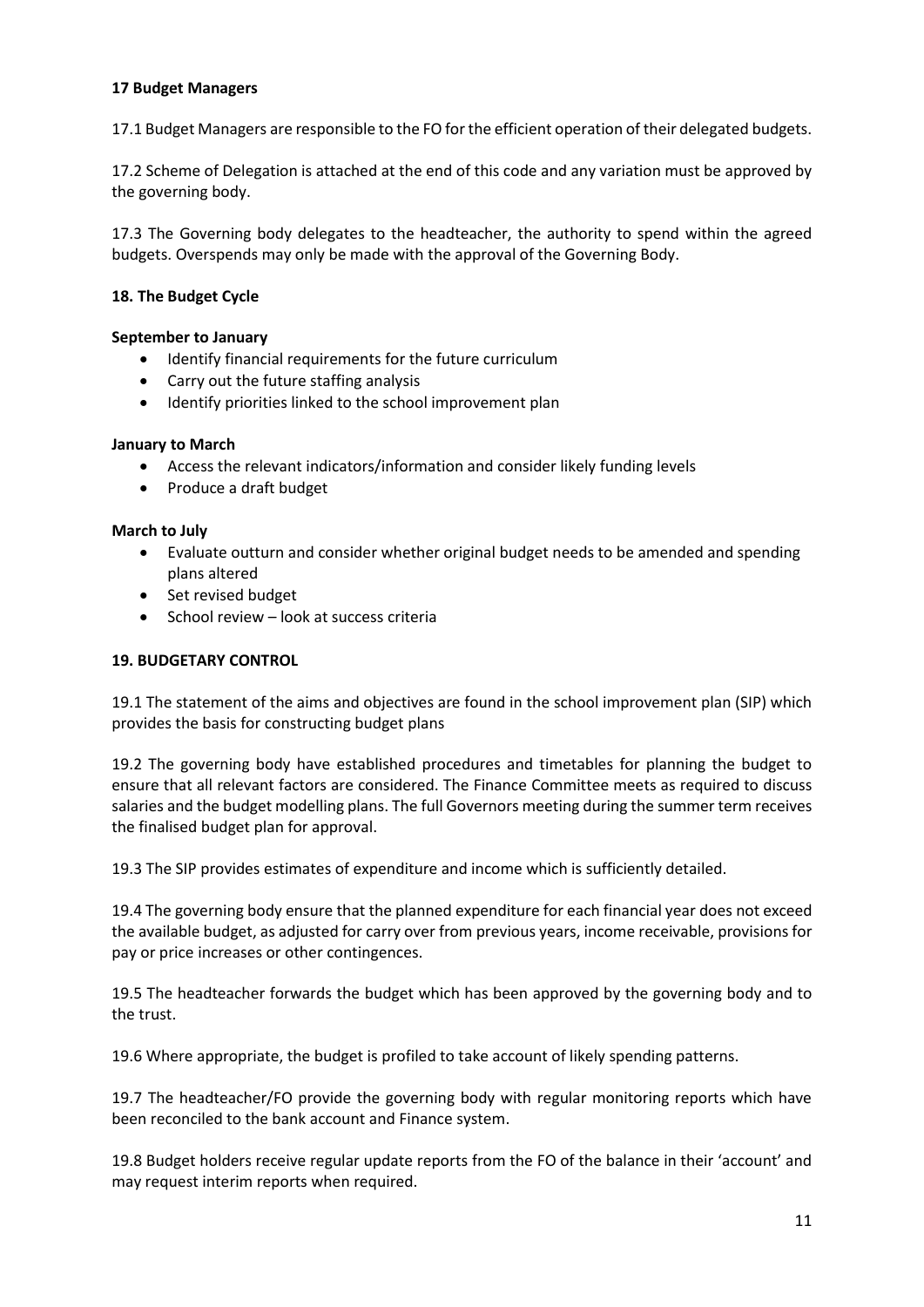## 17 Budget Managers

17.1 Budget Managers are responsible to the FO for the efficient operation of their delegated budgets.

17.2 Scheme of Delegation is attached at the end of this code and any variation must be approved by the governing body.

17.3 The Governing body delegates to the headteacher, the authority to spend within the agreed budgets. Overspends may only be made with the approval of the Governing Body.

## 18. The Budget Cycle

**September to January**

- Identify financial requirements for the future curriculum
- Carry out the future staffing analysis
- Identify priorities linked to the school improvement plan

**January to March**

- Access the relevant indicators/information and consider likely funding levels
- Produce a draft budget

**March to July**

- Evaluate outturn and consider whether original budget needs to be amended and spending plans altered
- Set revised budget
- School review – look at success criteria

## 19. BUDGETARY CONTROL

19.1 The statement of the aims and objectives are found in the school improvement plan (SIP) which provides the basis for constructing budget plans

19.2 The governing body have established procedures and timetables for planning the budget to ensure that all relevant factors are considered. The Finance Committee meets as required to discuss salaries and the budget modelling plans. The full Governors meeting during the summer term receives the finalised budget plan for approval.

19.3 The SIP provides estimates of expenditure and income which is sufficiently detailed.

19.4 The governing body ensure that the planned expenditure for each financial year does not exceed the available budget, as adjusted for carry over from previous years, income receivable, provisions for pay or price increases or other contingences.

19.5 The headteacher forwards the budget which has been approved by the governing body and to the trust.

19.6 Where appropriate, the budget is profiled to take account of likely spending patterns.

19.7 The headteacher/FO provide the governing body with regular monitoring reports which have been reconciled to the bank account and Finance system.

19.8 Budget holders receive regular update reports from the FO of the balance in their 'account' and may request interim reports when required.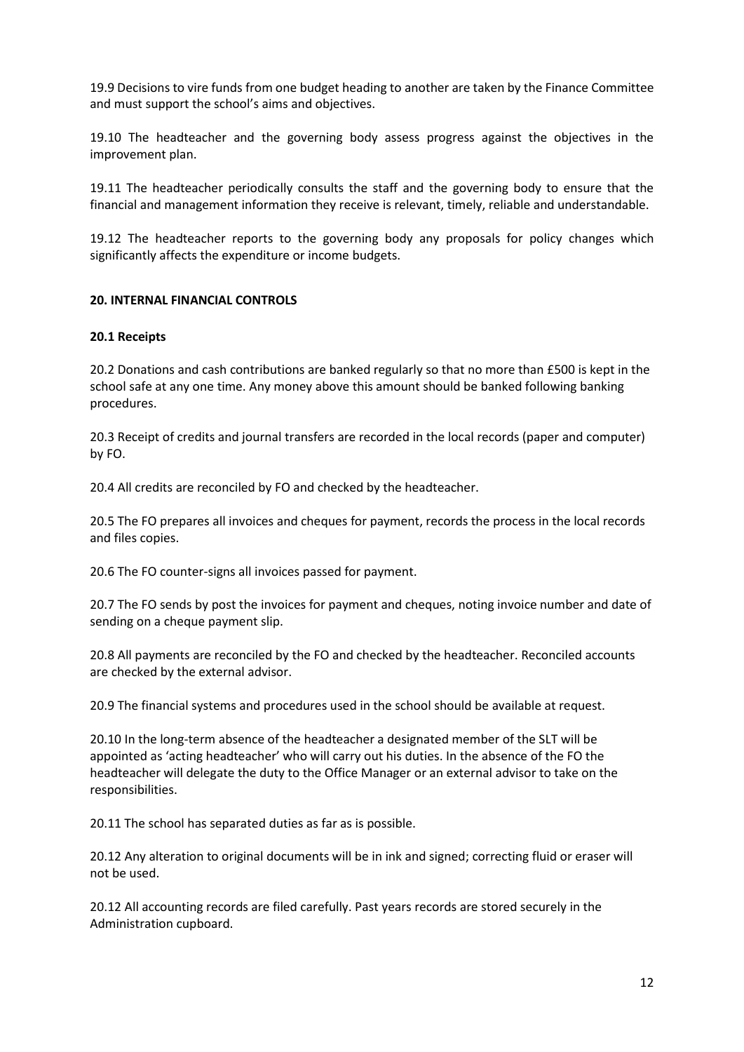19.9 Decisions to vire funds from one budget heading to another are taken by the Finance Committee and must support the school's aims and objectives.

19.10 The headteacher and the governing body assess progress against the objectives in the improvement plan.

19.11 The headteacher periodically consults the staff and the governing body to ensure that the financial and management information they receive is relevant, timely, reliable and understandable.

19.12 The headteacher reports to the governing body any proposals for policy changes which significantly affects the expenditure or income budgets.

**20. INTERNAL FINANCIAL CONTROLS**

**20.1 Receipts**

20.2 Donations and cash contributions are banked regularly so that no more than £500 is kept in the school safe at any one time. Any money above this amount should be banked following banking procedures.

20.3 Receipt of credits and journal transfers are recorded in the local records (paper and computer) by FO.

20.4 All credits are reconciled by FO and checked by the headteacher.

20.5 The FO prepares all invoices and cheques for payment, records the process in the local records and files copies.

20.6 The FO counter-signs all invoices passed for payment.

20.7 The FO sends by post the invoices for payment and cheques, noting invoice number and date of sending on a cheque payment slip.

20.8 All payments are reconciled by the FO and checked by the headteacher. Reconciled accounts are checked by the external advisor.

20.9 The financial systems and procedures used in the school should be available at request.

20.10 In the long-term absence of the headteacher a designated member of the SLT will be appointed as 'acting headteacher' who will carry out his duties. In the absence of the FO the headteacher will delegate the duty to the Office Manager or an external advisor to take on the responsibilities.

20.11 The school has separated duties as far as is possible.

20.12 Any alteration to original documents will be in ink and signed; correcting fluid or eraser will not be used.

20.12 All accounting records are filed carefully. Past years records are stored securely in the Administration cupboard.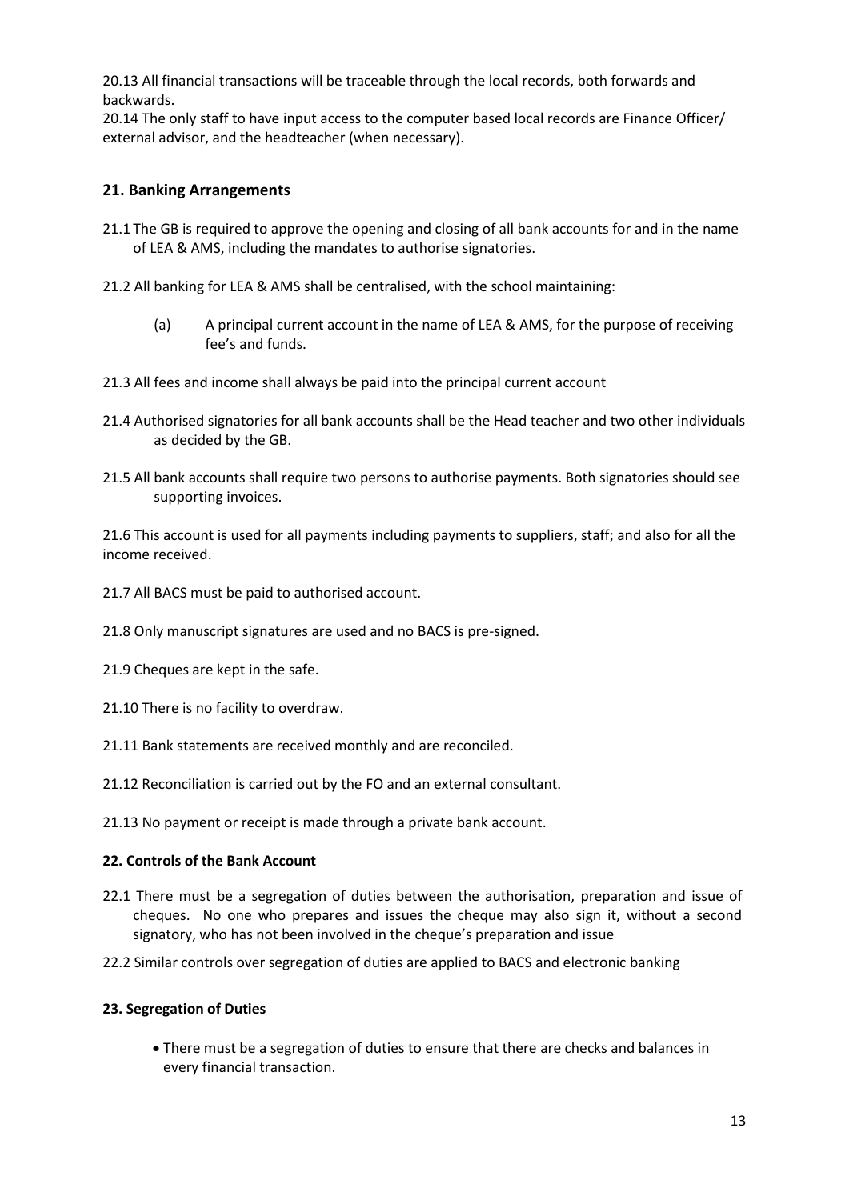20.13 All financial transactions will be traceable through the local records, both forwards and backwards.

20.14 The only staff to have input access to the computer based local records are Finance Officer/ external advisor, and the headteacher (when necessary).

## 21. Banking Arrangements

21.1 The GB is required to approve the opening and closing of all bank accounts for and in the name of LEA & AMS, including the mandates to authorise signatories.

21.2 All banking for LEA & AMS shall be centralised, with the school maintaining:

(a) A principal current account in the name of LEA & AMS, for the purpose of receiving fee's and funds.

21.3 All fees and income shall always be paid into the principal current account

21.4 Authorised signatories for all bank accounts shall be the Head teacher and two other individuals as decided by the GB.

21.5 All bank accounts shall require two persons to authorise payments. Both signatories should see supporting invoices.

21.6 This account is used for all payments including payments to suppliers, staff; and also for all the income received.

21.7 All BACS must be paid to authorised account.

21.8 Only manuscript signatures are used and no BACS is pre-signed.

21.9 Cheques are kept in the safe.

21.10 There is no facility to overdraw.

21.11 Bank statements are received monthly and are reconciled.

21.12 Reconciliation is carried out by the FO and an external consultant.

21.13 No payment or receipt is made through a private bank account.

### 22. Controls of the Bank Account

22.1 There must be a segregation of duties between the authorisation, preparation and issue of cheques. No one who prepares and issues the cheque may also sign it, without a second signatory, who has not been involved in the cheque's preparation and issue

22.2 Similar controls over segregation of duties are applied to BACS and electronic banking

### 23. Segregation of Duties

- There must be a segregation of duties to ensure that there are checks and balances in every financial transaction.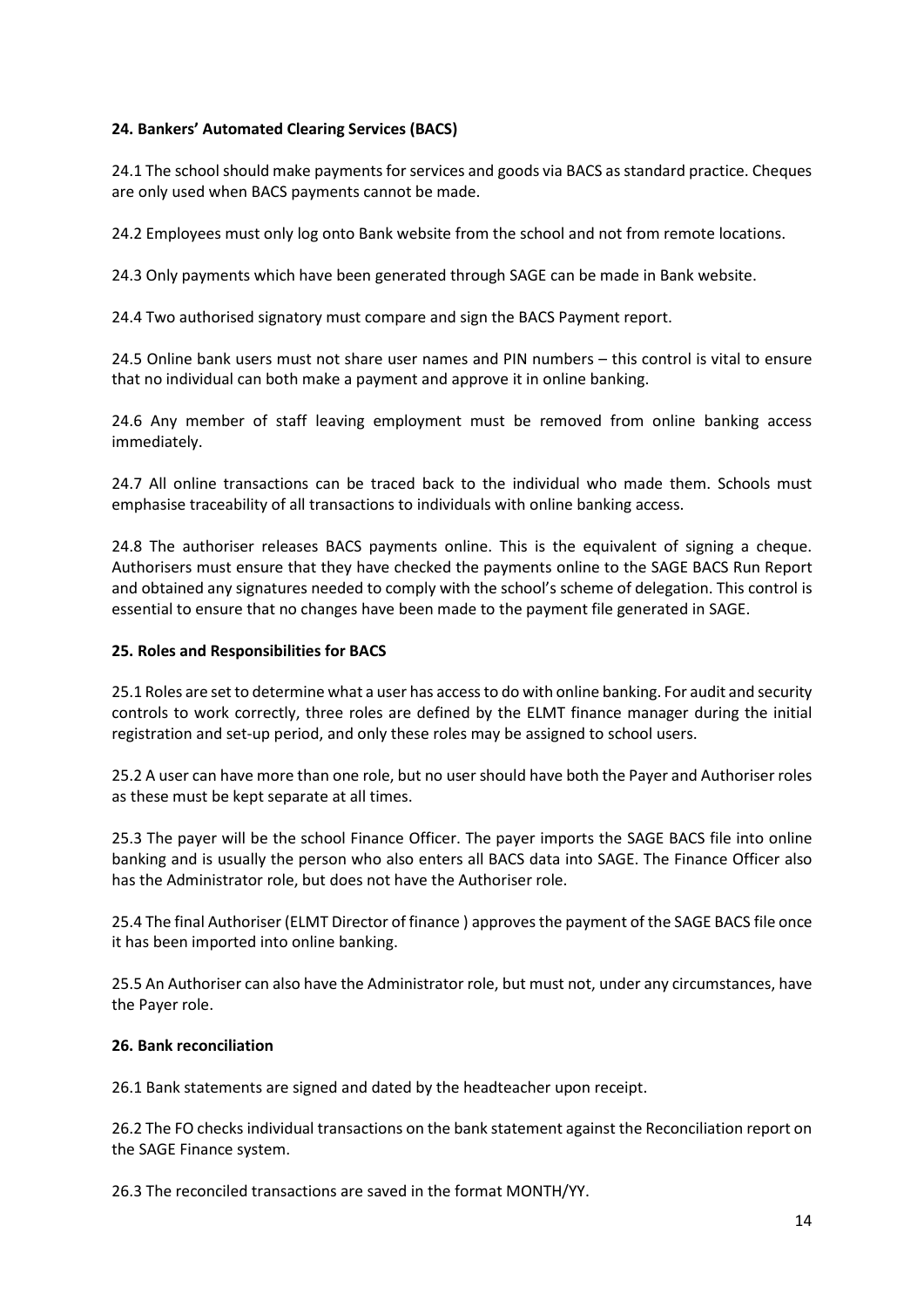**24. Bankers' Automated Clearing Services (BACS)**

24.1 The school should make payments for services and goods via BACS as standard practice. Cheques are only used when BACS payments cannot be made.

24.2 Employees must only log onto Bank website from the school and not from remote locations.

24.3 Only payments which have been generated through SAGE can be made in Bank website.

24.4 Two authorised signatory must compare and sign the BACS Payment report.

24.5 Online bank users must not share user names and PIN numbers – this control is vital to ensure that no individual can both make a payment and approve it in online banking.

24.6 Any member of staff leaving employment must be removed from online banking access immediately.

24.7 All online transactions can be traced back to the individual who made them. Schools must emphasise traceability of all transactions to individuals with online banking access.

24.8 The authoriser releases BACS payments online. This is the equivalent of signing a cheque. Authorisers must ensure that they have checked the payments online to the SAGE BACS Run Report and obtained any signatures needed to comply with the school's scheme of delegation. This control is essential to ensure that no changes have been made to the payment file generated in SAGE.

**25. Roles and Responsibilities for BACS**

25.1 Roles are set to determine what a user has access to do with online banking. For audit and security controls to work correctly, three roles are defined by the ELMT finance manager during the initial registration and set-up period, and only these roles may be assigned to school users.

25.2 A user can have more than one role, but no user should have both the Payer and Authoriser roles as these must be kept separate at all times.

25.3 The payer will be the school Finance Officer. The payer imports the SAGE BACS file into online banking and is usually the person who also enters all BACS data into SAGE. The Finance Officer also has the Administrator role, but does not have the Authoriser role.

25.4 The final Authoriser (ELMT Director of finance ) approves the payment of the SAGE BACS file once it has been imported into online banking.

25.5 An Authoriser can also have the Administrator role, but must not, under any circumstances, have the Payer role.

**26. Bank reconciliation**

26.1 Bank statements are signed and dated by the headteacher upon receipt.

26.2 The FO checks individual transactions on the bank statement against the Reconciliation report on the SAGE Finance system.

26.3 The reconciled transactions are saved in the format MONTH/YY.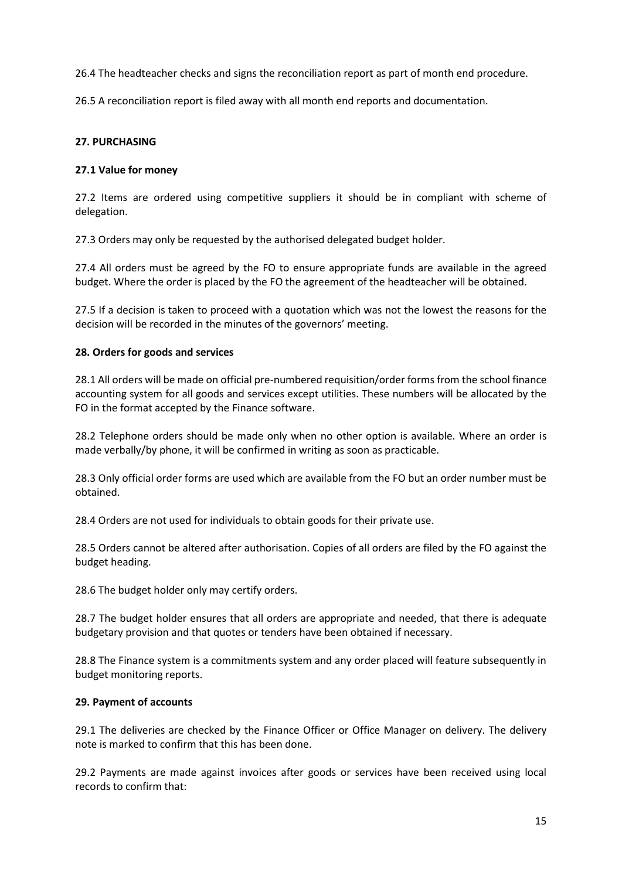26.4 The headteacher checks and signs the reconciliation report as part of month end procedure.

26.5 A reconciliation report is filed away with all month end reports and documentation.

## 27. PURCHASING

### 27.1 Value for money

27.2 Items are ordered using competitive suppliers it should be in compliant with scheme of delegation.

27.3 Orders may only be requested by the authorised delegated budget holder.

27.4 All orders must be agreed by the FO to ensure appropriate funds are available in the agreed budget. Where the order is placed by the FO the agreement of the headteacher will be obtained.

27.5 If a decision is taken to proceed with a quotation which was not the lowest the reasons for the decision will be recorded in the minutes of the governors' meeting.

## 28. Orders for goods and services

28.1 All orders will be made on official pre-numbered requisition/order forms from the school finance accounting system for all goods and services except utilities. These numbers will be allocated by the FO in the format accepted by the Finance software.

28.2 Telephone orders should be made only when no other option is available. Where an order is made verbally/by phone, it will be confirmed in writing as soon as practicable.

28.3 Only official order forms are used which are available from the FO but an order number must be obtained.

28.4 Orders are not used for individuals to obtain goods for their private use.

28.5 Orders cannot be altered after authorisation. Copies of all orders are filed by the FO against the budget heading.

28.6 The budget holder only may certify orders.

28.7 The budget holder ensures that all orders are appropriate and needed, that there is adequate budgetary provision and that quotes or tenders have been obtained if necessary.

28.8 The Finance system is a commitments system and any order placed will feature subsequently in budget monitoring reports.

## 29. Payment of accounts

29.1 The deliveries are checked by the Finance Officer or Office Manager on delivery. The delivery note is marked to confirm that this has been done.

29.2 Payments are made against invoices after goods or services have been received using local records to confirm that: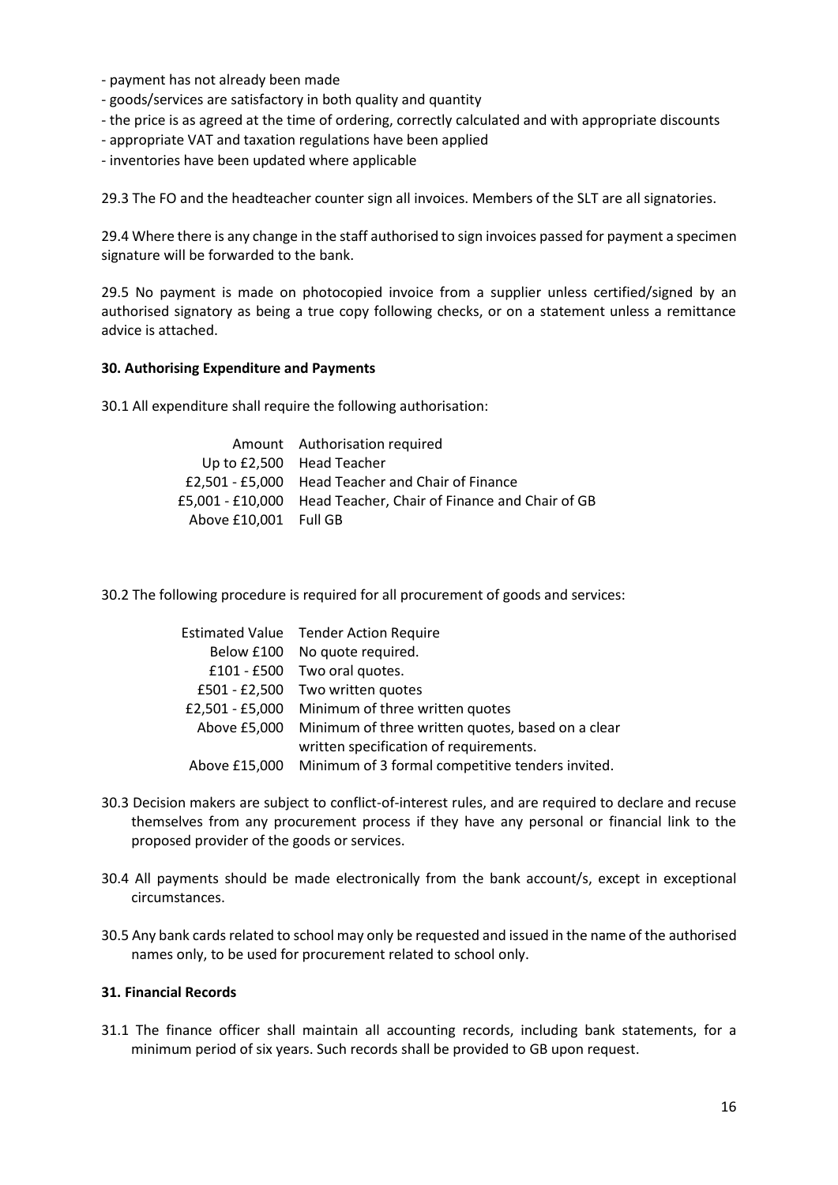- payment has not already been made
- goods/services are satisfactory in both quality and quantity
- the price is as agreed at the time of ordering, correctly calculated and with appropriate discounts
- appropriate VAT and taxation regulations have been applied
- inventories have been updated where applicable

29.3 The FO and the headteacher counter sign all invoices. Members of the SLT are all signatories.

29.4 Where there is any change in the staff authorised to sign invoices passed for payment a specimen signature will be forwarded to the bank.

29.5 No payment is made on photocopied invoice from a supplier unless certified/signed by an authorised signatory as being a true copy following checks, or on a statement unless a remittance advice is attached.

**30. Authorising Expenditure and Payments**

30.1 All expenditure shall require the following authorisation:

| Amount | Authorisation required |
| --- | --- |
| Up to £2,500 | Head Teacher |
| £2,501 - £5,000 | Head Teacher and Chair of Finance |
| £5,001 - £10,000 | Head Teacher, Chair of Finance and Chair of GB |
| Above £10,001 | Full GB |

30.2 The following procedure is required for all procurement of goods and services:

| Estimated Value | Tender Action Require |
| --- | --- |
| Below £100 | No quote required. |
| £101 - £500 | Two oral quotes. |
| £501 - £2,500 | Two written quotes |
| £2,501 - £5,000 | Minimum of three written quotes |
| Above £5,000 | Minimum of three written quotes, based on a clear written specification of requirements. |
| Above £15,000 | Minimum of 3 formal competitive tenders invited. |

30.3 Decision makers are subject to conflict-of-interest rules, and are required to declare and recuse themselves from any procurement process if they have any personal or financial link to the proposed provider of the goods or services.

30.4 All payments should be made electronically from the bank account/s, except in exceptional circumstances.

30.5 Any bank cards related to school may only be requested and issued in the name of the authorised names only, to be used for procurement related to school only.

**31. Financial Records**

31.1 The finance officer shall maintain all accounting records, including bank statements, for a minimum period of six years. Such records shall be provided to GB upon request.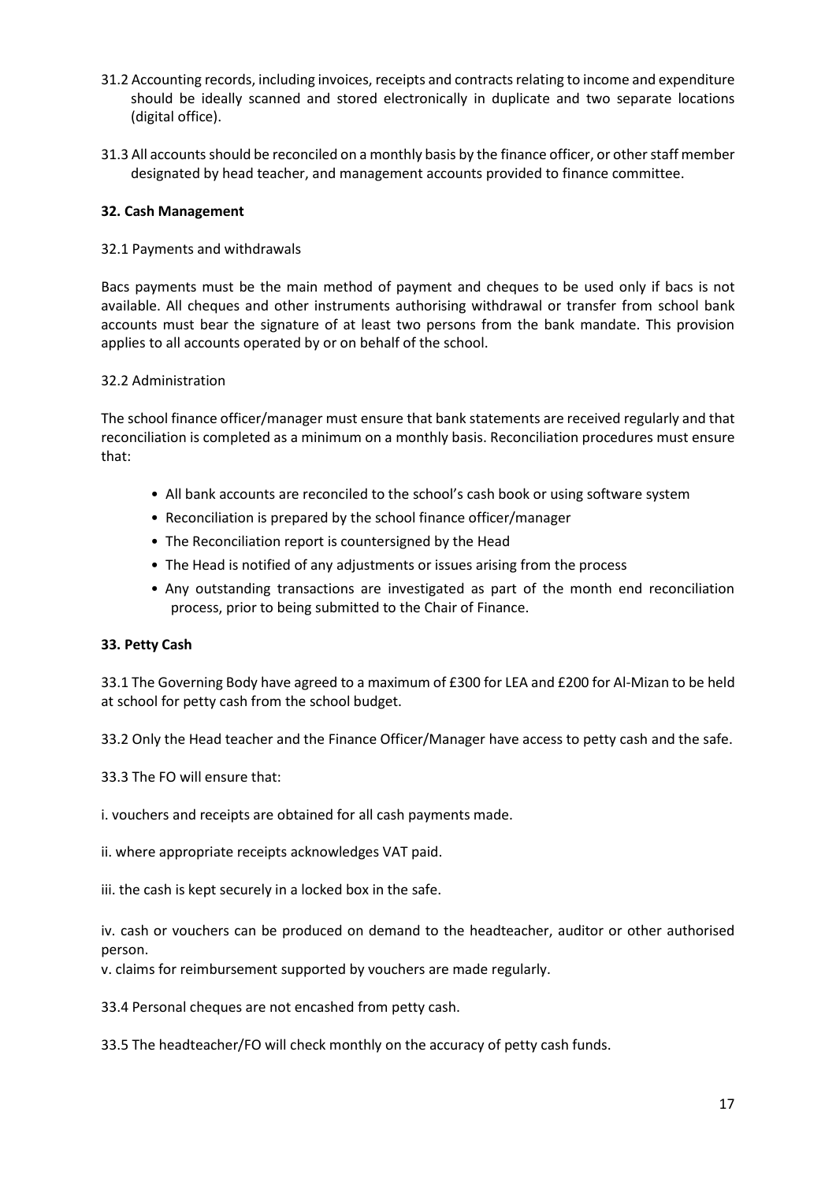31.2 Accounting records, including invoices, receipts and contracts relating to income and expenditure should be ideally scanned and stored electronically in duplicate and two separate locations (digital office).

31.3 All accounts should be reconciled on a monthly basis by the finance officer, or other staff member designated by head teacher, and management accounts provided to finance committee.

**32. Cash Management**

32.1 Payments and withdrawals

Bacs payments must be the main method of payment and cheques to be used only if bacs is not available. All cheques and other instruments authorising withdrawal or transfer from school bank accounts must bear the signature of at least two persons from the bank mandate. This provision applies to all accounts operated by or on behalf of the school.

32.2 Administration

The school finance officer/manager must ensure that bank statements are received regularly and that reconciliation is completed as a minimum on a monthly basis. Reconciliation procedures must ensure that:

- All bank accounts are reconciled to the school's cash book or using software system
- Reconciliation is prepared by the school finance officer/manager
- The Reconciliation report is countersigned by the Head
- The Head is notified of any adjustments or issues arising from the process
- Any outstanding transactions are investigated as part of the month end reconciliation process, prior to being submitted to the Chair of Finance.

**33. Petty Cash**

33.1 The Governing Body have agreed to a maximum of £300 for LEA and £200 for Al-Mizan to be held at school for petty cash from the school budget.

33.2 Only the Head teacher and the Finance Officer/Manager have access to petty cash and the safe.

33.3 The FO will ensure that:

i. vouchers and receipts are obtained for all cash payments made.

ii. where appropriate receipts acknowledges VAT paid.

iii. the cash is kept securely in a locked box in the safe.

iv. cash or vouchers can be produced on demand to the headteacher, auditor or other authorised person.

v. claims for reimbursement supported by vouchers are made regularly.

33.4 Personal cheques are not encashed from petty cash.

33.5 The headteacher/FO will check monthly on the accuracy of petty cash funds.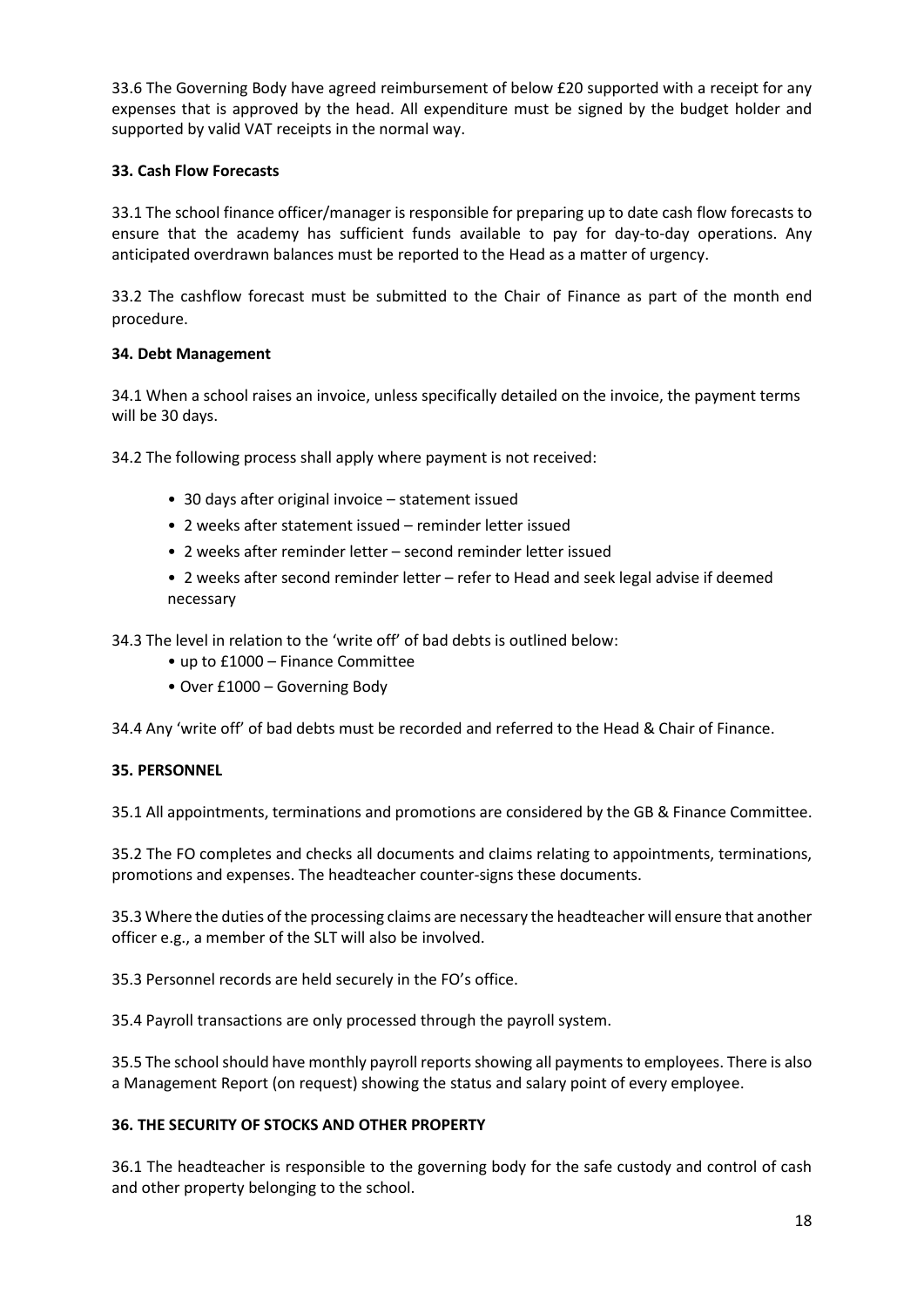33.6 The Governing Body have agreed reimbursement of below £20 supported with a receipt for any expenses that is approved by the head. All expenditure must be signed by the budget holder and supported by valid VAT receipts in the normal way.

**33. Cash Flow Forecasts**

33.1 The school finance officer/manager is responsible for preparing up to date cash flow forecasts to ensure that the academy has sufficient funds available to pay for day-to-day operations. Any anticipated overdrawn balances must be reported to the Head as a matter of urgency.

33.2 The cashflow forecast must be submitted to the Chair of Finance as part of the month end procedure.

**34. Debt Management**

34.1 When a school raises an invoice, unless specifically detailed on the invoice, the payment terms will be 30 days.

34.2 The following process shall apply where payment is not received:

- 30 days after original invoice – statement issued
- 2 weeks after statement issued – reminder letter issued
- 2 weeks after reminder letter – second reminder letter issued
- 2 weeks after second reminder letter – refer to Head and seek legal advise if deemed necessary

34.3 The level in relation to the 'write off' of bad debts is outlined below:

- up to £1000 – Finance Committee
- Over £1000 – Governing Body

34.4 Any 'write off' of bad debts must be recorded and referred to the Head & Chair of Finance.

**35. PERSONNEL**

35.1 All appointments, terminations and promotions are considered by the GB & Finance Committee.

35.2 The FO completes and checks all documents and claims relating to appointments, terminations, promotions and expenses. The headteacher counter-signs these documents.

35.3 Where the duties of the processing claims are necessary the headteacher will ensure that another officer e.g., a member of the SLT will also be involved.

35.3 Personnel records are held securely in the FO's office.

35.4 Payroll transactions are only processed through the payroll system.

35.5 The school should have monthly payroll reports showing all payments to employees. There is also a Management Report (on request) showing the status and salary point of every employee.

**36. THE SECURITY OF STOCKS AND OTHER PROPERTY**

36.1 The headteacher is responsible to the governing body for the safe custody and control of cash and other property belonging to the school.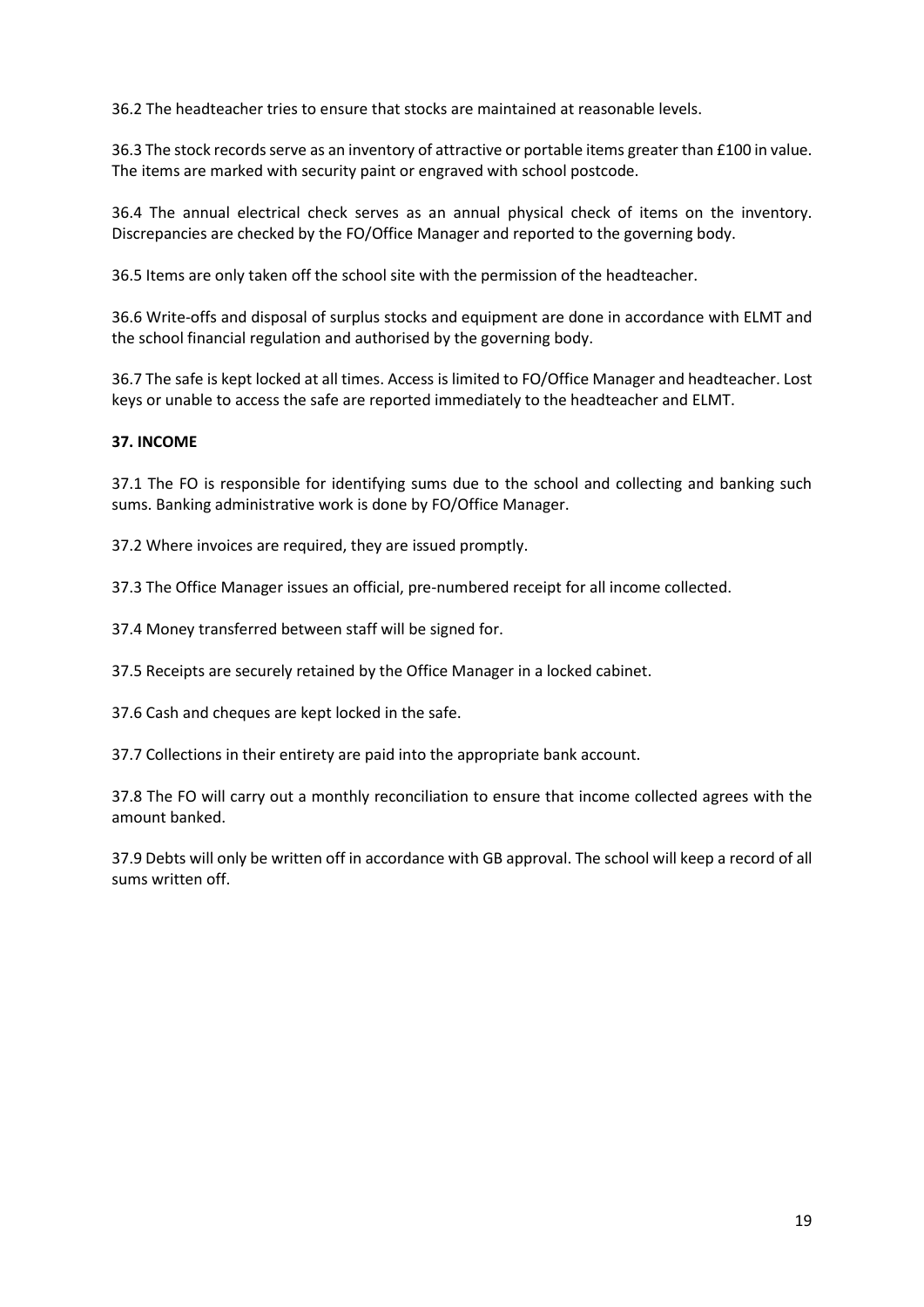36.2 The headteacher tries to ensure that stocks are maintained at reasonable levels.

36.3 The stock records serve as an inventory of attractive or portable items greater than £100 in value. The items are marked with security paint or engraved with school postcode.

36.4 The annual electrical check serves as an annual physical check of items on the inventory. Discrepancies are checked by the FO/Office Manager and reported to the governing body.

36.5 Items are only taken off the school site with the permission of the headteacher.

36.6 Write-offs and disposal of surplus stocks and equipment are done in accordance with ELMT and the school financial regulation and authorised by the governing body.

36.7 The safe is kept locked at all times. Access is limited to FO/Office Manager and headteacher. Lost keys or unable to access the safe are reported immediately to the headteacher and ELMT.

**37. INCOME**

37.1 The FO is responsible for identifying sums due to the school and collecting and banking such sums. Banking administrative work is done by FO/Office Manager.

37.2 Where invoices are required, they are issued promptly.

37.3 The Office Manager issues an official, pre-numbered receipt for all income collected.

37.4 Money transferred between staff will be signed for.

37.5 Receipts are securely retained by the Office Manager in a locked cabinet.

37.6 Cash and cheques are kept locked in the safe.

37.7 Collections in their entirety are paid into the appropriate bank account.

37.8 The FO will carry out a monthly reconciliation to ensure that income collected agrees with the amount banked.

37.9 Debts will only be written off in accordance with GB approval. The school will keep a record of all sums written off.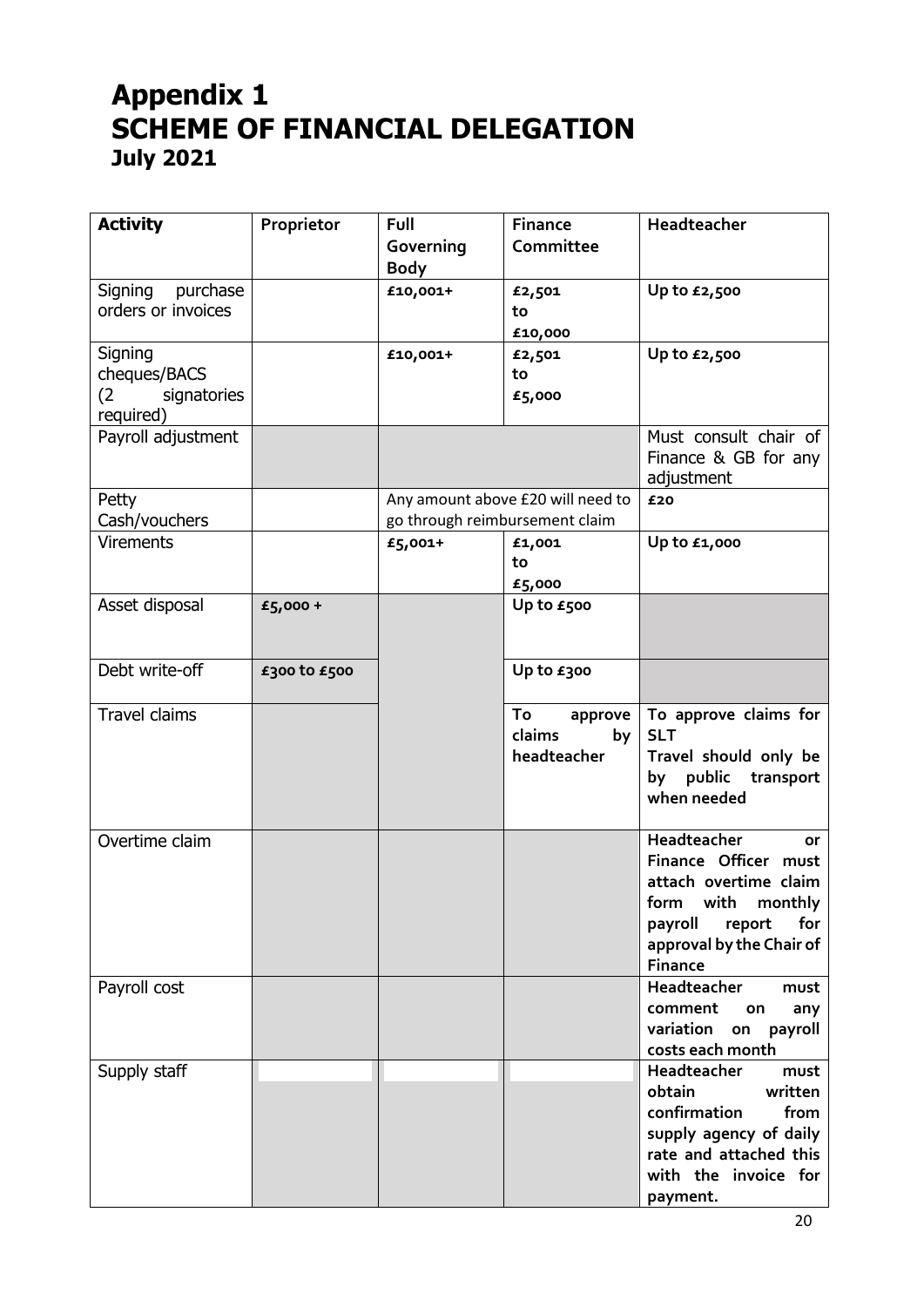# Appendix 1
# SCHEME OF FINANCIAL DELEGATION
### July 2021

| Activity | Proprietor | Full Governing Body | Finance Committee | Headteacher |
|---|---|---|---|---|
| Signing purchase orders or invoices | | **£10,001+** | **£2,501 to £10,000** | **Up to £2,500** |
| Signing cheques/BACS (2 signatories required) | | **£10,001+** | **£2,501 to £5,000** | **Up to £2,500** |
| Payroll adjustment | | | | Must consult chair of Finance & GB for any adjustment |
| Petty Cash/vouchers | | Any amount above £20 will need to go through reimbursement claim | | **£20** |
| Virements | | **£5,001+** | **£1,001 to £5,000** | **Up to £1,000** |
| Asset disposal | **£5,000 +** | | **Up to £500** | |
| Debt write-off | **£300 to £500** | | **Up to £300** | |
| Travel claims | | | **To approve claims by headteacher** | **To approve claims for SLT Travel should only be by public transport when needed** |
| Overtime claim | | | | **Headteacher or Finance Officer must attach overtime claim form with monthly payroll report for approval by the Chair of Finance** |
| Payroll cost | | | | **Headteacher must comment on any variation on payroll costs each month** |
| Supply staff | | | | **Headteacher must obtain written confirmation from supply agency of daily rate and attached this with the invoice for payment.** |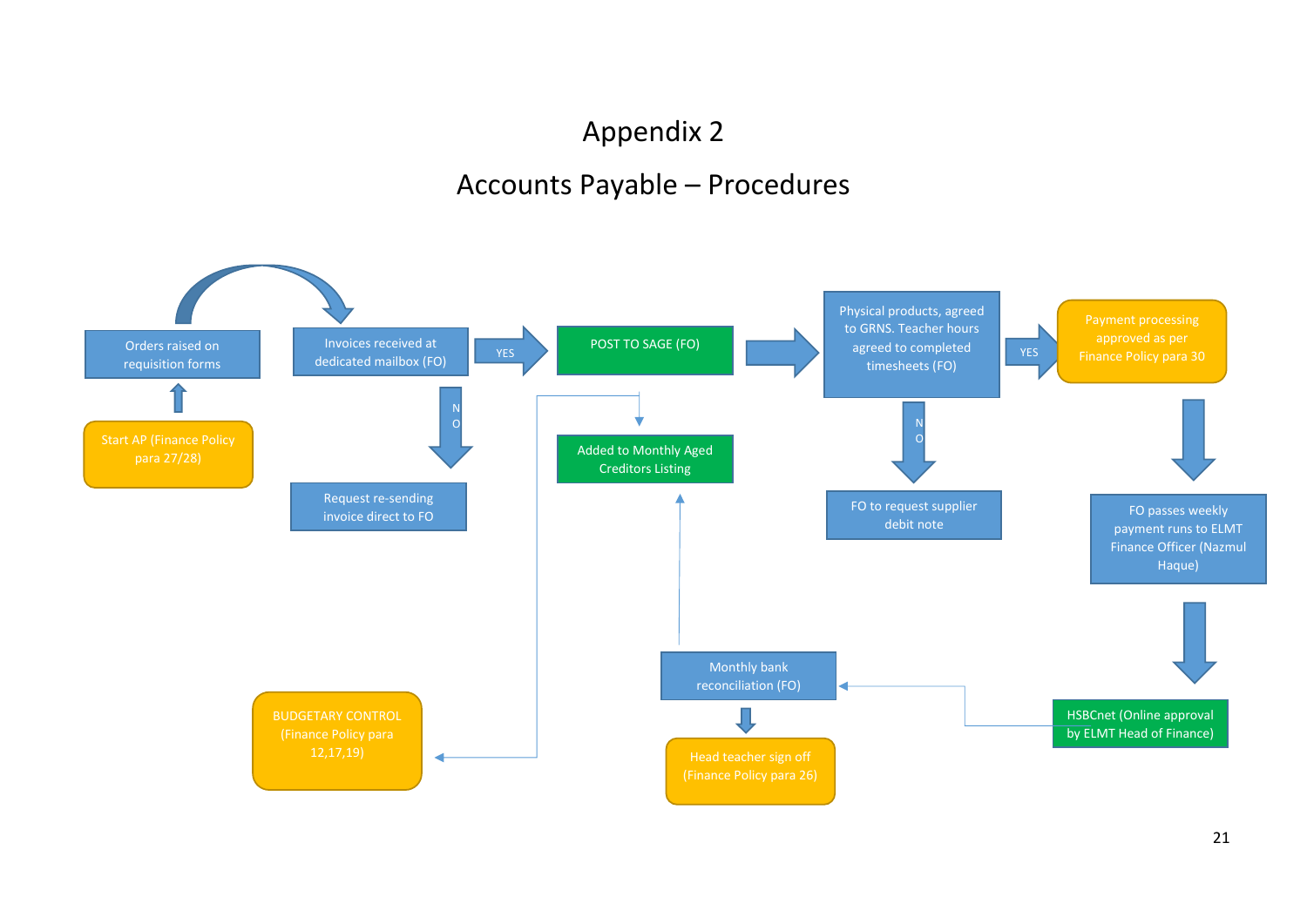# Appendix 2

## Accounts Payable – Procedures

Orders raised on requisition forms

Start AP (Finance Policy para 27/28)

Invoices received at dedicated mailbox (FO)

YES

NO

Request re-sending invoice direct to FO

POST TO SAGE (FO)

Added to Monthly Aged Creditors Listing

Physical products, agreed to GRNS. Teacher hours agreed to completed timesheets (FO)

YES

NO

FO to request supplier debit note

Payment processing approved as per Finance Policy para 30

FO passes weekly payment runs to ELMT Finance Officer (Nazmul Haque)

HSBCnet (Online approval by ELMT Head of Finance)

Monthly bank reconciliation (FO)

Head teacher sign off (Finance Policy para 26)

BUDGETARY CONTROL (Finance Policy para 12,17,19)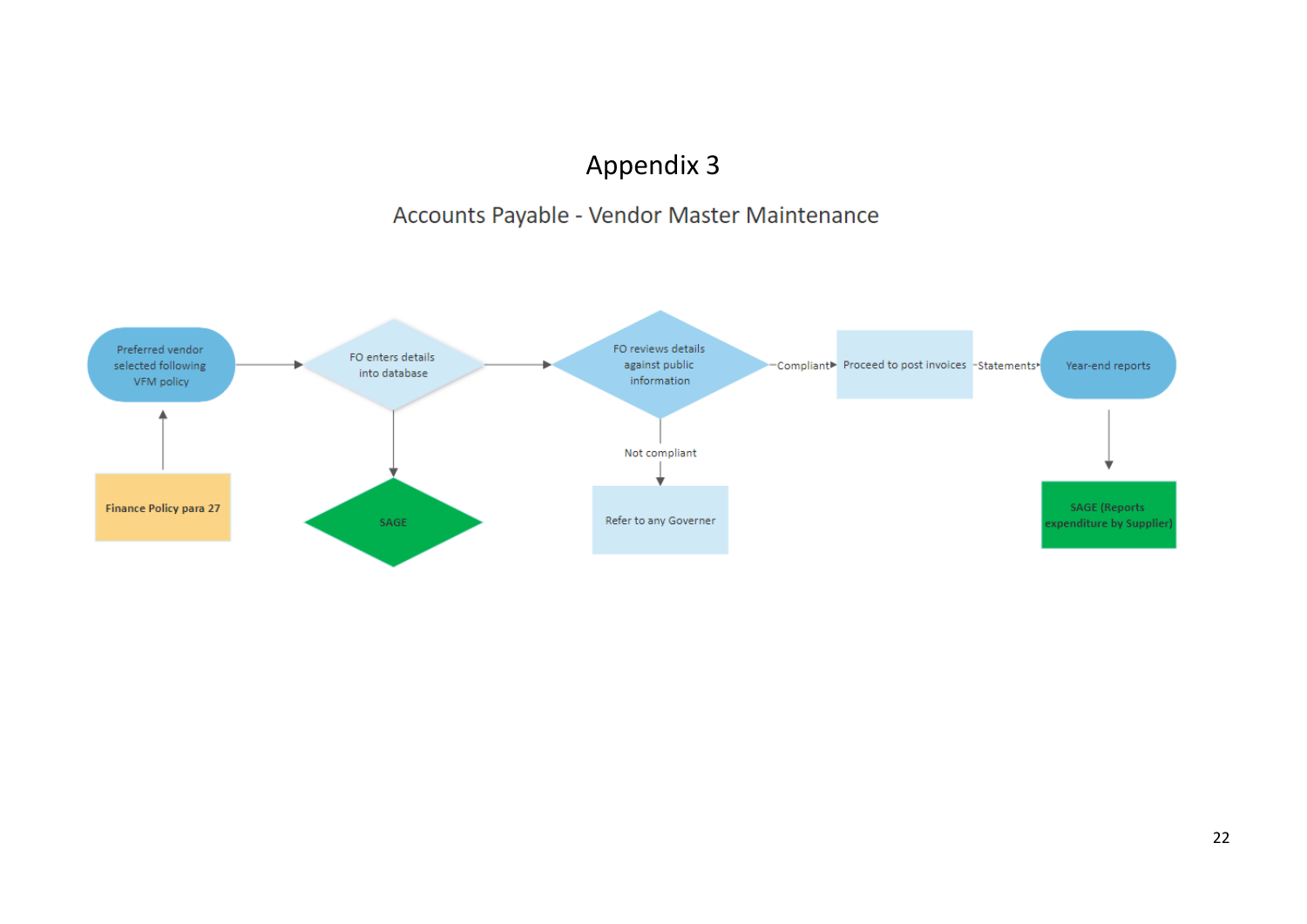# Appendix 3

## Accounts Payable - Vendor Master Maintenance

Preferred vendor selected following VFM policy

FO enters details into database

FO reviews details against public information

Compliant

Proceed to post invoices

Statements

Year-end reports

Finance Policy para 27

SAGE

Not compliant

Refer to any Governer

SAGE (Reports expenditure by Supplier)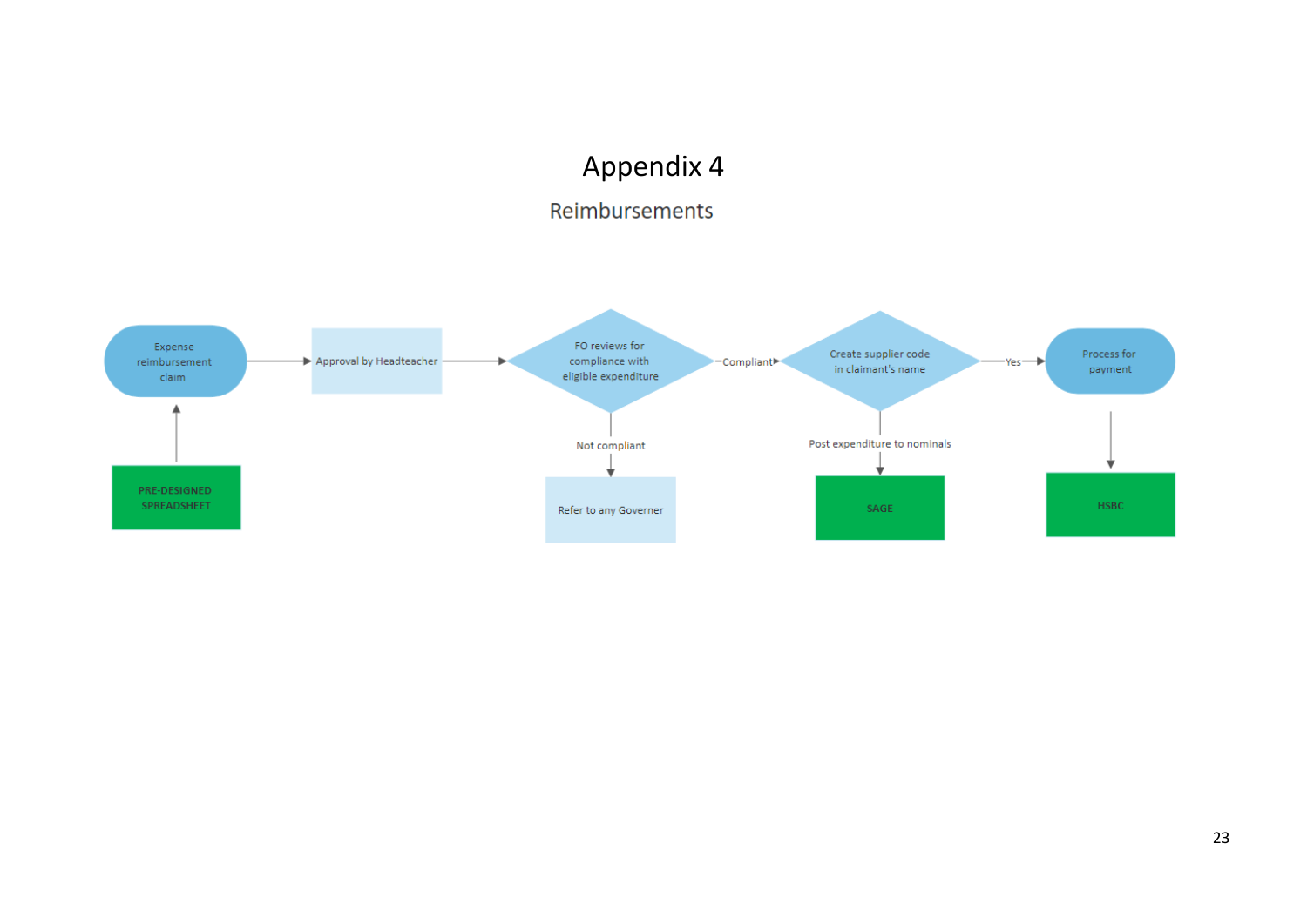# Appendix 4

## Reimbursements

Expense reimbursement claim

Approval by Headteacher

FO reviews for compliance with eligible expenditure

Compliant

Create supplier code in claimant's name

Yes

Process for payment

PRE-DESIGNED SPREADSHEET

Not compliant

Refer to any Governer

Post expenditure to nominals

SAGE

HSBC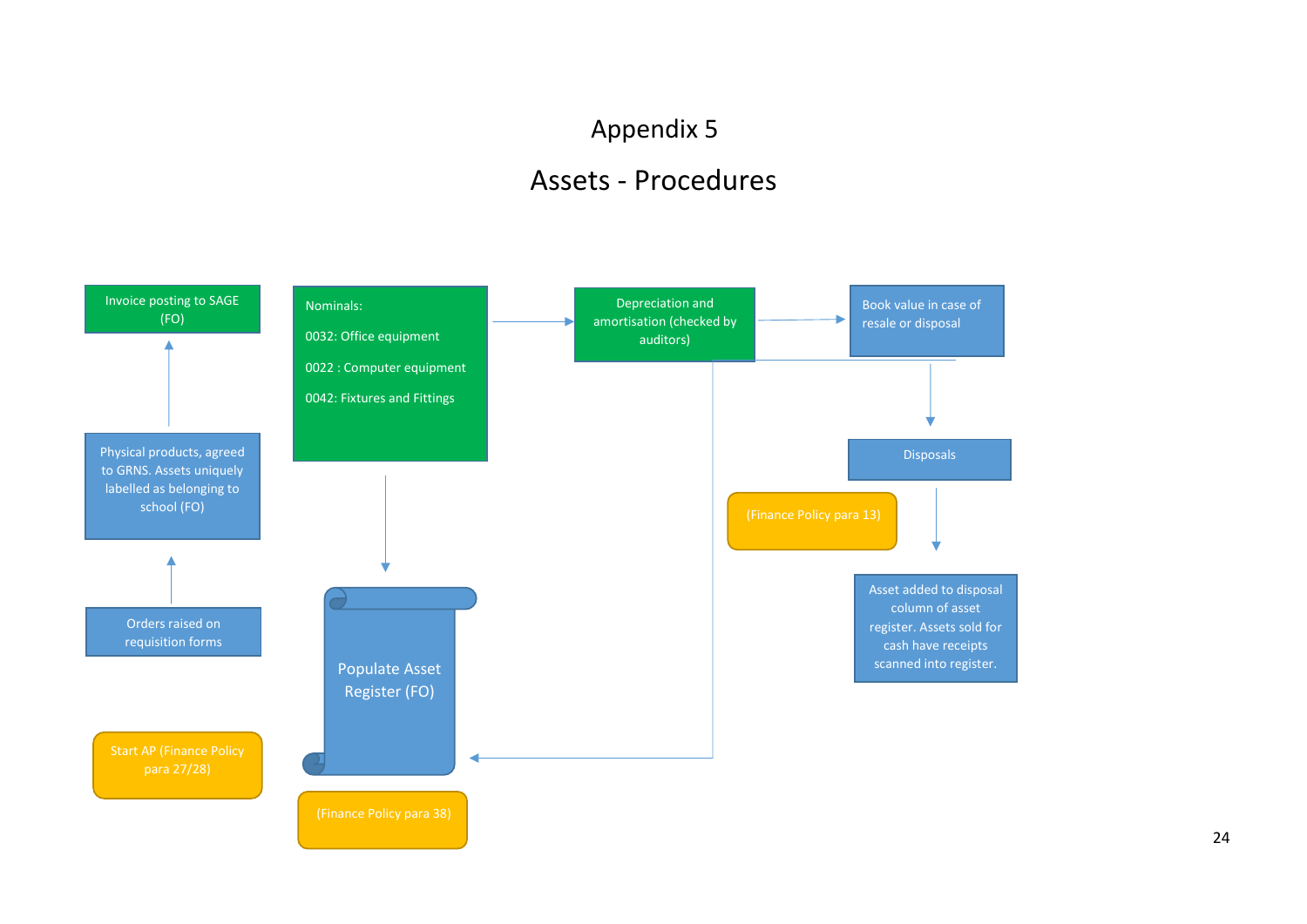# Appendix 5

## Assets - Procedures

Invoice posting to SAGE (FO)

Physical products, agreed to GRNS. Assets uniquely labelled as belonging to school (FO)

Orders raised on requisition forms

Start AP (Finance Policy para 27/28)

Nominals:

0032: Office equipment

0022 : Computer equipment

0042: Fixtures and Fittings

Populate Asset Register (FO)

(Finance Policy para 38)

Depreciation and amortisation (checked by auditors)

Book value in case of resale or disposal

Disposals

(Finance Policy para 13)

Asset added to disposal column of asset register. Assets sold for cash have receipts scanned into register.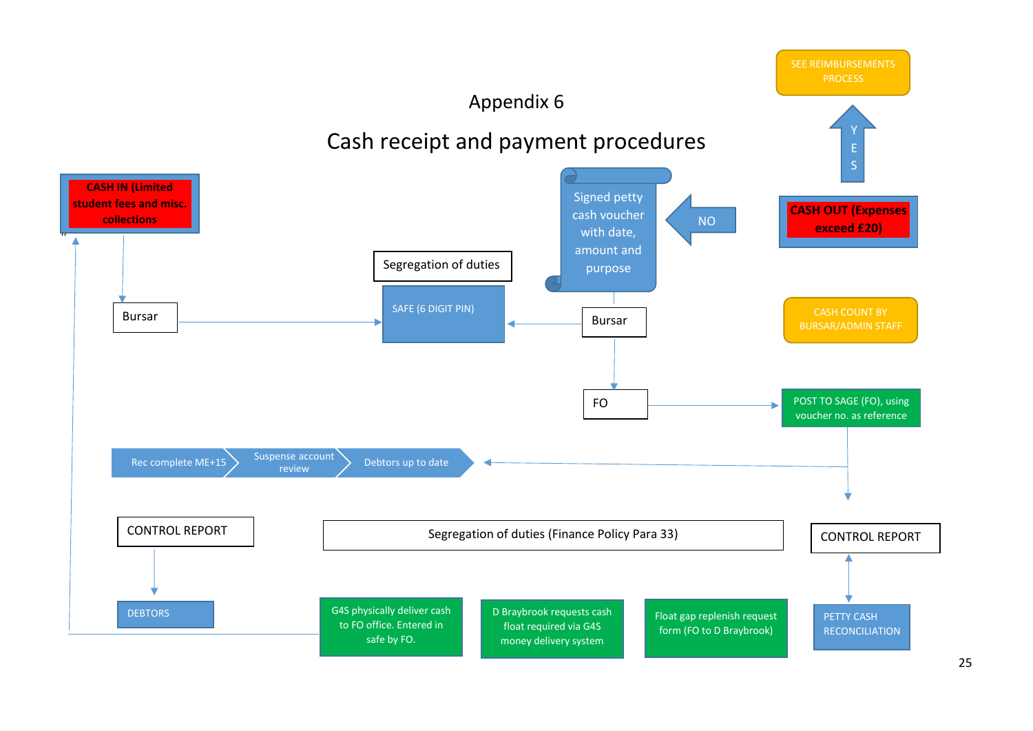# Appendix 6

## Cash receipt and payment procedures

CASH IN (Limited student fees and misc. collections)

Bursar

Segregation of duties

SAFE (6 DIGIT PIN)

Signed petty cash voucher with date, amount and purpose

NO

CASH OUT (Expenses exceed £20)

YES

SEE REIMBURSEMENTS PROCESS

Bursar

CASH COUNT BY BURSAR/ADMIN STAFF

FO

POST TO SAGE (FO), using voucher no. as reference

Rec complete ME+15

Suspense account review

Debtors up to date

CONTROL REPORT

Segregation of duties (Finance Policy Para 33)

CONTROL REPORT

DEBTORS

G4S physically deliver cash to FO office. Entered in safe by FO.

D Braybrook requests cash float required via G4S money delivery system

Float gap replenish request form (FO to D Braybrook)

PETTY CASH RECONCILIATION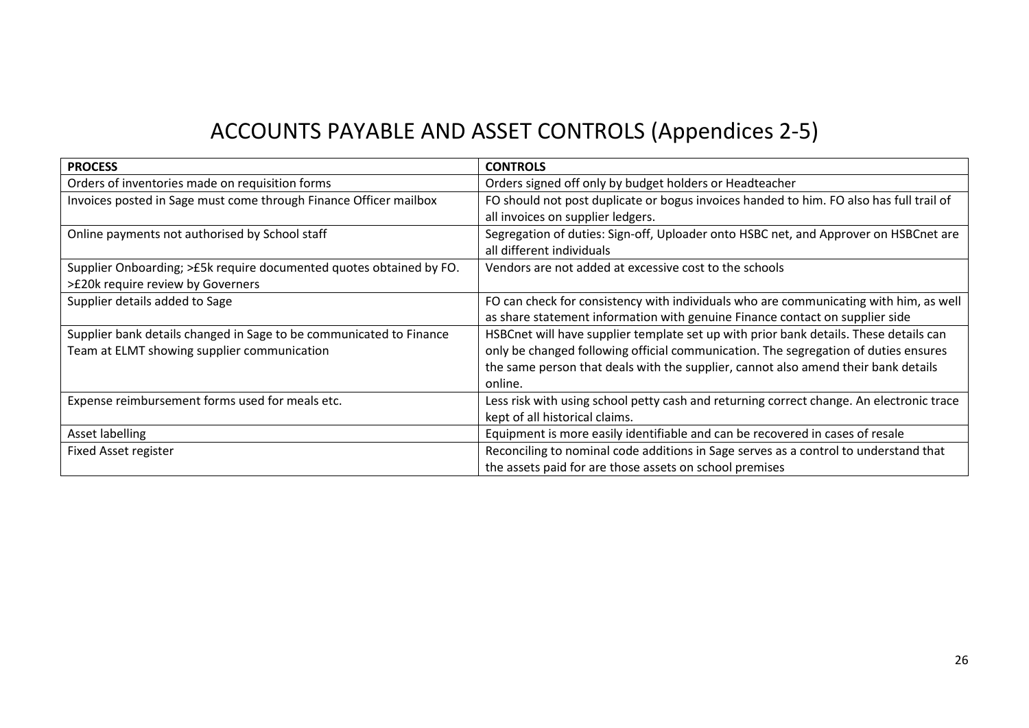# ACCOUNTS PAYABLE AND ASSET CONTROLS (Appendices 2-5)

| **PROCESS** | **CONTROLS** |
|---|---|
| Orders of inventories made on requisition forms | Orders signed off only by budget holders or Headteacher |
| Invoices posted in Sage must come through Finance Officer mailbox | FO should not post duplicate or bogus invoices handed to him. FO also has full trail of all invoices on supplier ledgers. |
| Online payments not authorised by School staff | Segregation of duties: Sign-off, Uploader onto HSBC net, and Approver on HSBCnet are all different individuals |
| Supplier Onboarding; >£5k require documented quotes obtained by FO. >£20k require review by Governers | Vendors are not added at excessive cost to the schools |
| Supplier details added to Sage | FO can check for consistency with individuals who are communicating with him, as well as share statement information with genuine Finance contact on supplier side |
| Supplier bank details changed in Sage to be communicated to Finance Team at ELMT showing supplier communication | HSBCnet will have supplier template set up with prior bank details. These details can only be changed following official communication. The segregation of duties ensures the same person that deals with the supplier, cannot also amend their bank details online. |
| Expense reimbursement forms used for meals etc. | Less risk with using school petty cash and returning correct change. An electronic trace kept of all historical claims. |
| Asset labelling | Equipment is more easily identifiable and can be recovered in cases of resale |
| Fixed Asset register | Reconciling to nominal code additions in Sage serves as a control to understand that the assets paid for are those assets on school premises |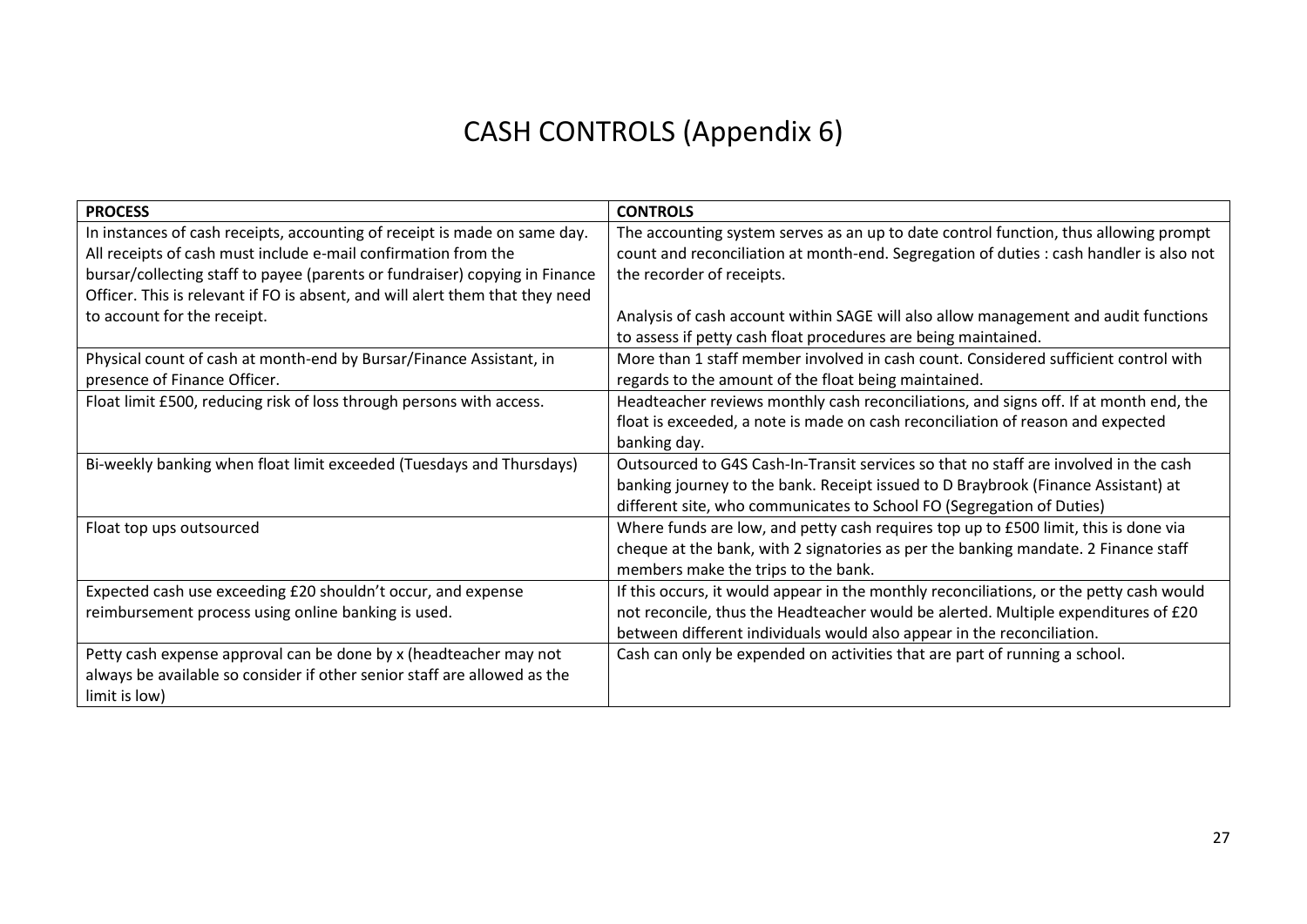# CASH CONTROLS (Appendix 6)

| PROCESS | CONTROLS |
|---|---|
| In instances of cash receipts, accounting of receipt is made on same day. All receipts of cash must include e-mail confirmation from the bursar/collecting staff to payee (parents or fundraiser) copying in Finance Officer. This is relevant if FO is absent, and will alert them that they need to account for the receipt. | The accounting system serves as an up to date control function, thus allowing prompt count and reconciliation at month-end. Segregation of duties : cash handler is also not the recorder of receipts.<br><br>Analysis of cash account within SAGE will also allow management and audit functions to assess if petty cash float procedures are being maintained. |
| Physical count of cash at month-end by Bursar/Finance Assistant, in presence of Finance Officer. | More than 1 staff member involved in cash count. Considered sufficient control with regards to the amount of the float being maintained. |
| Float limit £500, reducing risk of loss through persons with access. | Headteacher reviews monthly cash reconciliations, and signs off. If at month end, the float is exceeded, a note is made on cash reconciliation of reason and expected banking day. |
| Bi-weekly banking when float limit exceeded (Tuesdays and Thursdays) | Outsourced to G4S Cash-In-Transit services so that no staff are involved in the cash banking journey to the bank. Receipt issued to D Braybrook (Finance Assistant) at different site, who communicates to School FO (Segregation of Duties) |
| Float top ups outsourced | Where funds are low, and petty cash requires top up to £500 limit, this is done via cheque at the bank, with 2 signatories as per the banking mandate. 2 Finance staff members make the trips to the bank. |
| Expected cash use exceeding £20 shouldn't occur, and expense reimbursement process using online banking is used. | If this occurs, it would appear in the monthly reconciliations, or the petty cash would not reconcile, thus the Headteacher would be alerted. Multiple expenditures of £20 between different individuals would also appear in the reconciliation. |
| Petty cash expense approval can be done by x (headteacher may not always be available so consider if other senior staff are allowed as the limit is low) | Cash can only be expended on activities that are part of running a school. |